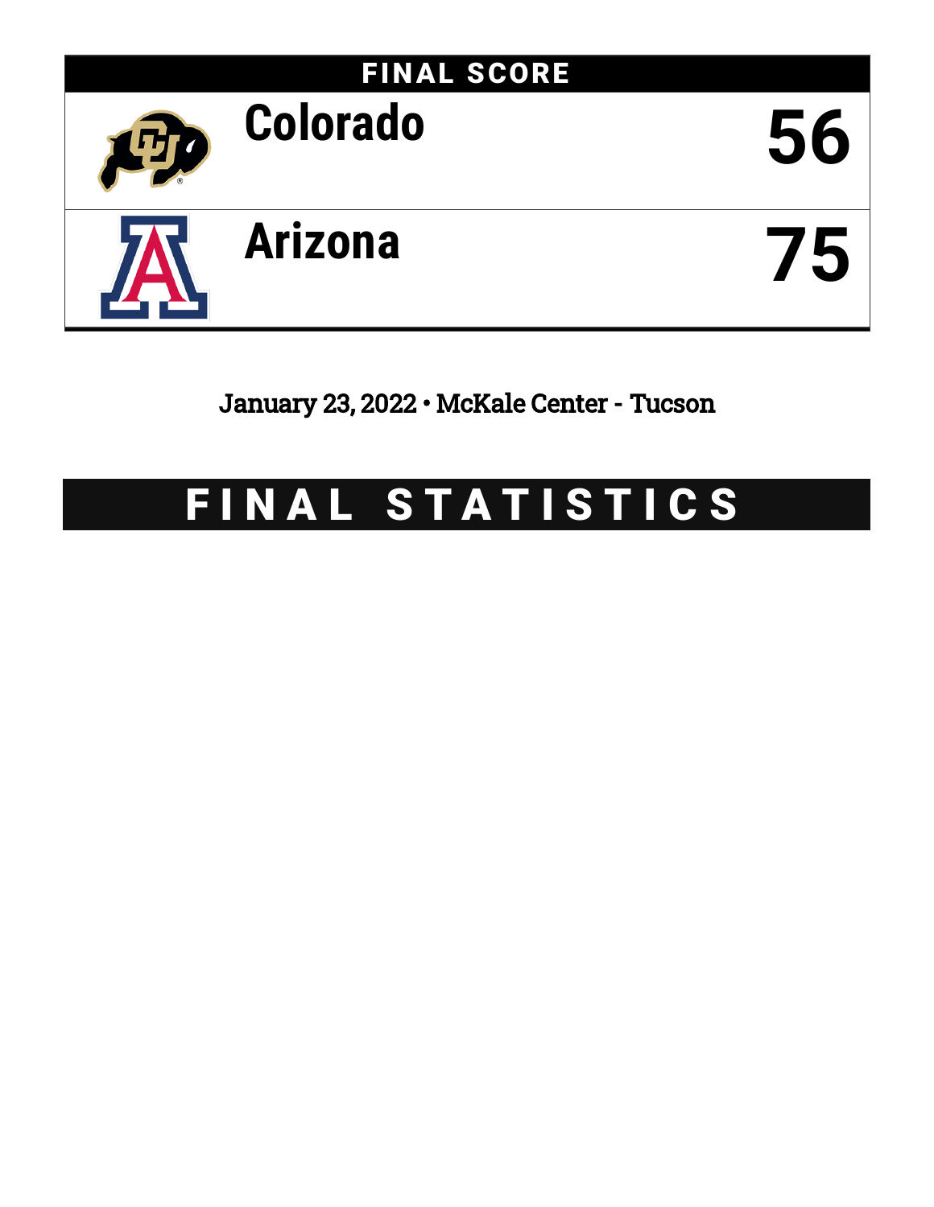## FINAL SCORE

| Team | Score |
| --- | --- |
| Colorado | 56 |
| Arizona | 75 |

January 23, 2022 • McKale Center - Tucson

# FINAL STATISTICS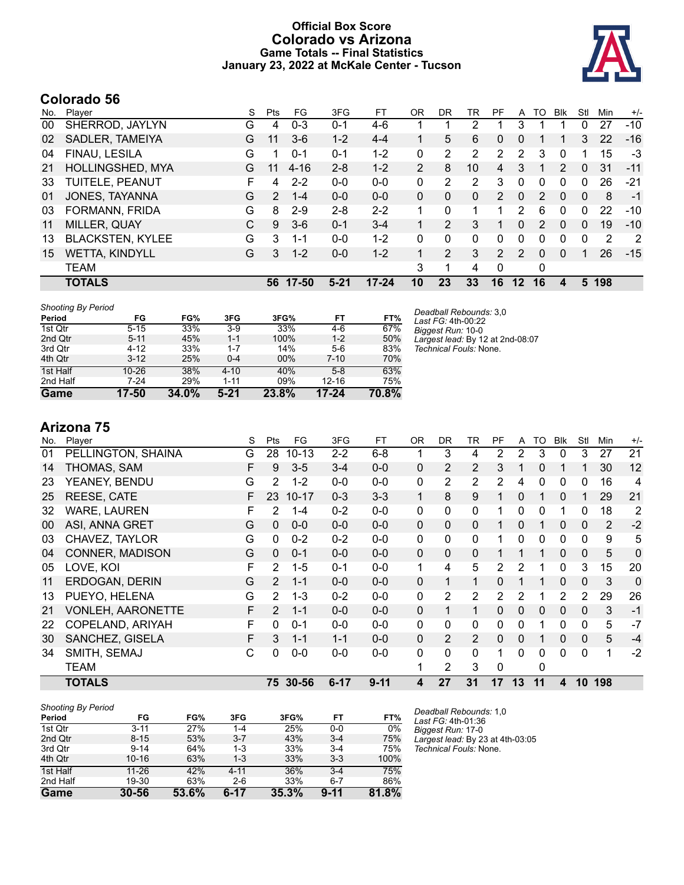# Official Box Score
# Colorado vs Arizona
## Game Totals -- Final Statistics
## January 23, 2022 at McKale Center - Tucson

## Colorado 56

| No. | Player | S | Pts | FG | 3FG | FT | OR | DR | TR | PF | A | TO | Blk | Stl | Min | +/- |
|---|---|---|---|---|---|---|---|---|---|---|---|---|---|---|---|---|
| 00 | SHERROD, JAYLYN | G | 4 | 0-3 | 0-1 | 4-6 | 1 | 1 | 2 | 1 | 3 | 1 | 1 | 0 | 27 | -10 |
| 02 | SADLER, TAMEIYA | G | 11 | 3-6 | 1-2 | 4-4 | 1 | 5 | 6 | 0 | 0 | 1 | 1 | 3 | 22 | -16 |
| 04 | FINAU, LESILA | G | 1 | 0-1 | 0-1 | 1-2 | 0 | 2 | 2 | 2 | 2 | 3 | 0 | 1 | 15 | -3 |
| 21 | HOLLINGSHED, MYA | G | 11 | 4-16 | 2-8 | 1-2 | 2 | 8 | 10 | 4 | 3 | 1 | 2 | 0 | 31 | -11 |
| 33 | TUITELE, PEANUT | F | 4 | 2-2 | 0-0 | 0-0 | 0 | 2 | 2 | 3 | 0 | 0 | 0 | 0 | 26 | -21 |
| 01 | JONES, TAYANNA | G | 2 | 1-4 | 0-0 | 0-0 | 0 | 0 | 0 | 2 | 0 | 2 | 0 | 0 | 8 | -1 |
| 03 | FORMANN, FRIDA | G | 8 | 2-9 | 2-8 | 2-2 | 1 | 0 | 1 | 1 | 2 | 6 | 0 | 0 | 22 | -10 |
| 11 | MILLER, QUAY | C | 9 | 3-6 | 0-1 | 3-4 | 1 | 2 | 3 | 1 | 0 | 2 | 0 | 0 | 19 | -10 |
| 13 | BLACKSTEN, KYLEE | G | 3 | 1-1 | 0-0 | 1-2 | 0 | 0 | 0 | 0 | 0 | 0 | 0 | 0 | 2 | 2 |
| 15 | WETTA, KINDYLL | G | 3 | 1-2 | 0-0 | 1-2 | 1 | 2 | 3 | 2 | 2 | 0 | 0 | 1 | 26 | -15 |
| | TEAM | | | | | | 3 | 1 | 4 | 0 | | 0 | | | | |
| | **TOTALS** | | **56** | **17-50** | **5-21** | **17-24** | **10** | **23** | **33** | **16** | **12** | **16** | **4** | **5** | **198** | |

*Shooting By Period*

| Period | FG | FG% | 3FG | 3FG% | FT | FT% |
|---|---|---|---|---|---|---|
| 1st Qtr | 5-15 | 33% | 3-9 | 33% | 4-6 | 67% |
| 2nd Qtr | 5-11 | 45% | 1-1 | 100% | 1-2 | 50% |
| 3rd Qtr | 4-12 | 33% | 1-7 | 14% | 5-6 | 83% |
| 4th Qtr | 3-12 | 25% | 0-4 | 00% | 7-10 | 70% |
| 1st Half | 10-26 | 38% | 4-10 | 40% | 5-8 | 63% |
| 2nd Half | 7-24 | 29% | 1-11 | 09% | 12-16 | 75% |
| **Game** | **17-50** | **34.0%** | **5-21** | **23.8%** | **17-24** | **70.8%** |

*Deadball Rebounds:* 3,0
*Last FG:* 4th-00:22
*Biggest Run:* 10-0
*Largest lead:* By 12 at 2nd-08:07
*Technical Fouls:* None.

## Arizona 75

| No. | Player | S | Pts | FG | 3FG | FT | OR | DR | TR | PF | A | TO | Blk | Stl | Min | +/- |
|---|---|---|---|---|---|---|---|---|---|---|---|---|---|---|---|---|
| 01 | PELLINGTON, SHAINA | G | 28 | 10-13 | 2-2 | 6-8 | 1 | 3 | 4 | 2 | 2 | 3 | 0 | 3 | 27 | 21 |
| 14 | THOMAS, SAM | F | 9 | 3-5 | 3-4 | 0-0 | 0 | 2 | 2 | 3 | 1 | 0 | 1 | 1 | 30 | 12 |
| 23 | YEANEY, BENDU | G | 2 | 1-2 | 0-0 | 0-0 | 0 | 2 | 2 | 2 | 4 | 0 | 0 | 0 | 16 | 4 |
| 25 | REESE, CATE | F | 23 | 10-17 | 0-3 | 3-3 | 1 | 8 | 9 | 1 | 0 | 1 | 0 | 1 | 29 | 21 |
| 32 | WARE, LAUREN | F | 2 | 1-4 | 0-2 | 0-0 | 0 | 0 | 0 | 1 | 0 | 0 | 1 | 0 | 18 | 2 |
| 00 | ASI, ANNA GRET | G | 0 | 0-0 | 0-0 | 0-0 | 0 | 0 | 0 | 1 | 0 | 1 | 0 | 0 | 2 | -2 |
| 03 | CHAVEZ, TAYLOR | G | 0 | 0-2 | 0-2 | 0-0 | 0 | 0 | 0 | 1 | 0 | 0 | 0 | 0 | 9 | 5 |
| 04 | CONNER, MADISON | G | 0 | 0-1 | 0-0 | 0-0 | 0 | 0 | 0 | 1 | 1 | 1 | 0 | 0 | 5 | 0 |
| 05 | LOVE, KOI | F | 2 | 1-5 | 0-1 | 0-0 | 1 | 4 | 5 | 2 | 2 | 1 | 0 | 3 | 15 | 20 |
| 11 | ERDOGAN, DERIN | G | 2 | 1-1 | 0-0 | 0-0 | 0 | 1 | 1 | 0 | 1 | 1 | 0 | 0 | 3 | 0 |
| 13 | PUEYO, HELENA | G | 2 | 1-3 | 0-2 | 0-0 | 0 | 2 | 2 | 2 | 2 | 1 | 2 | 2 | 29 | 26 |
| 21 | VONLEH, AARONETTE | F | 2 | 1-1 | 0-0 | 0-0 | 0 | 1 | 1 | 0 | 0 | 0 | 0 | 0 | 3 | -1 |
| 22 | COPELAND, ARIYAH | F | 0 | 0-1 | 0-0 | 0-0 | 0 | 0 | 0 | 0 | 0 | 1 | 0 | 0 | 5 | -7 |
| 30 | SANCHEZ, GISELA | F | 3 | 1-1 | 1-1 | 0-0 | 0 | 2 | 2 | 0 | 0 | 1 | 0 | 0 | 5 | -4 |
| 34 | SMITH, SEMAJ | C | 0 | 0-0 | 0-0 | 0-0 | 0 | 0 | 0 | 1 | 0 | 0 | 0 | 0 | 1 | -2 |
| | TEAM | | | | | | 1 | 2 | 3 | 0 | | 0 | | | | |
| | **TOTALS** | | **75** | **30-56** | **6-17** | **9-11** | **4** | **27** | **31** | **17** | **13** | **11** | **4** | **10** | **198** | |

*Shooting By Period*

| Period | FG | FG% | 3FG | 3FG% | FT | FT% |
|---|---|---|---|---|---|---|
| 1st Qtr | 3-11 | 27% | 1-4 | 25% | 0-0 | 0% |
| 2nd Qtr | 8-15 | 53% | 3-7 | 43% | 3-4 | 75% |
| 3rd Qtr | 9-14 | 64% | 1-3 | 33% | 3-4 | 75% |
| 4th Qtr | 10-16 | 63% | 1-3 | 33% | 3-3 | 100% |
| 1st Half | 11-26 | 42% | 4-11 | 36% | 3-4 | 75% |
| 2nd Half | 19-30 | 63% | 2-6 | 33% | 6-7 | 86% |
| **Game** | **30-56** | **53.6%** | **6-17** | **35.3%** | **9-11** | **81.8%** |

*Deadball Rebounds:* 1,0
*Last FG:* 4th-01:36
*Biggest Run:* 17-0
*Largest lead:* By 23 at 4th-03:05
*Technical Fouls:* None.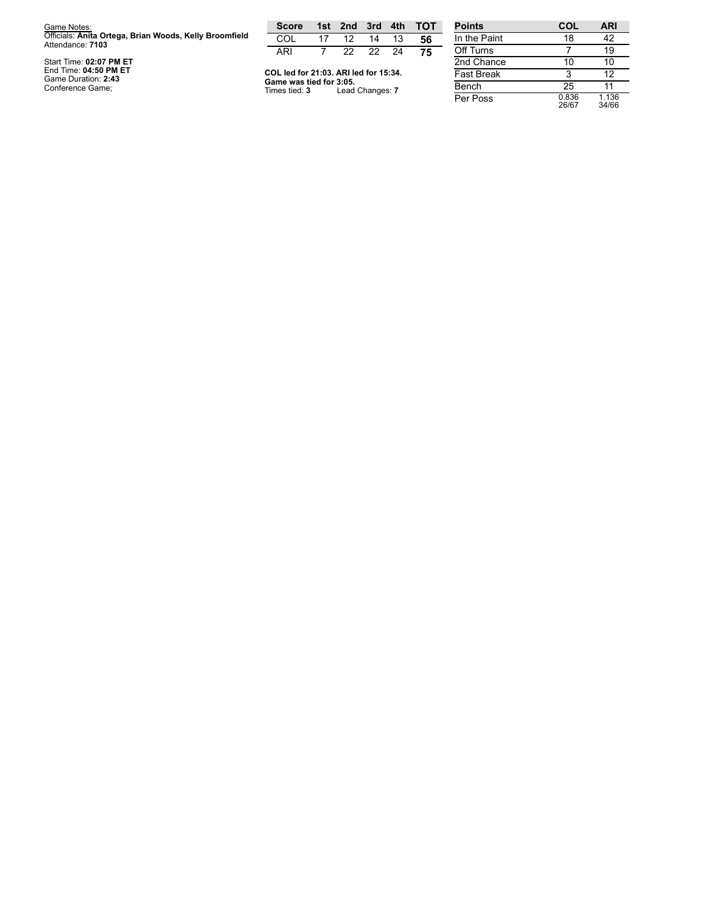Game Notes:
Officials: **Anita Ortega, Brian Woods, Kelly Broomfield**
Attendance: **7103**

Start Time: **02:07 PM ET**
End Time: **04:50 PM ET**
Game Duration: **2:43**
Conference Game;

| Score | 1st | 2nd | 3rd | 4th | TOT |
| --- | --- | --- | --- | --- | --- |
| COL | 17 | 12 | 14 | 13 | **56** |
| ARI | 7 | 22 | 22 | 24 | **75** |

**COL led for 21:03. ARI led for 15:34.**
**Game was tied for 3:05.**
Times tied: **3** Lead Changes: **7**

| Points | COL | ARI |
| --- | --- | --- |
| In the Paint | 18 | 42 |
| Off Turns | 7 | 19 |
| 2nd Chance | 10 | 10 |
| Fast Break | 3 | 12 |
| Bench | 25 | 11 |
| Per Poss | 0.836 26/67 | 1.136 34/66 |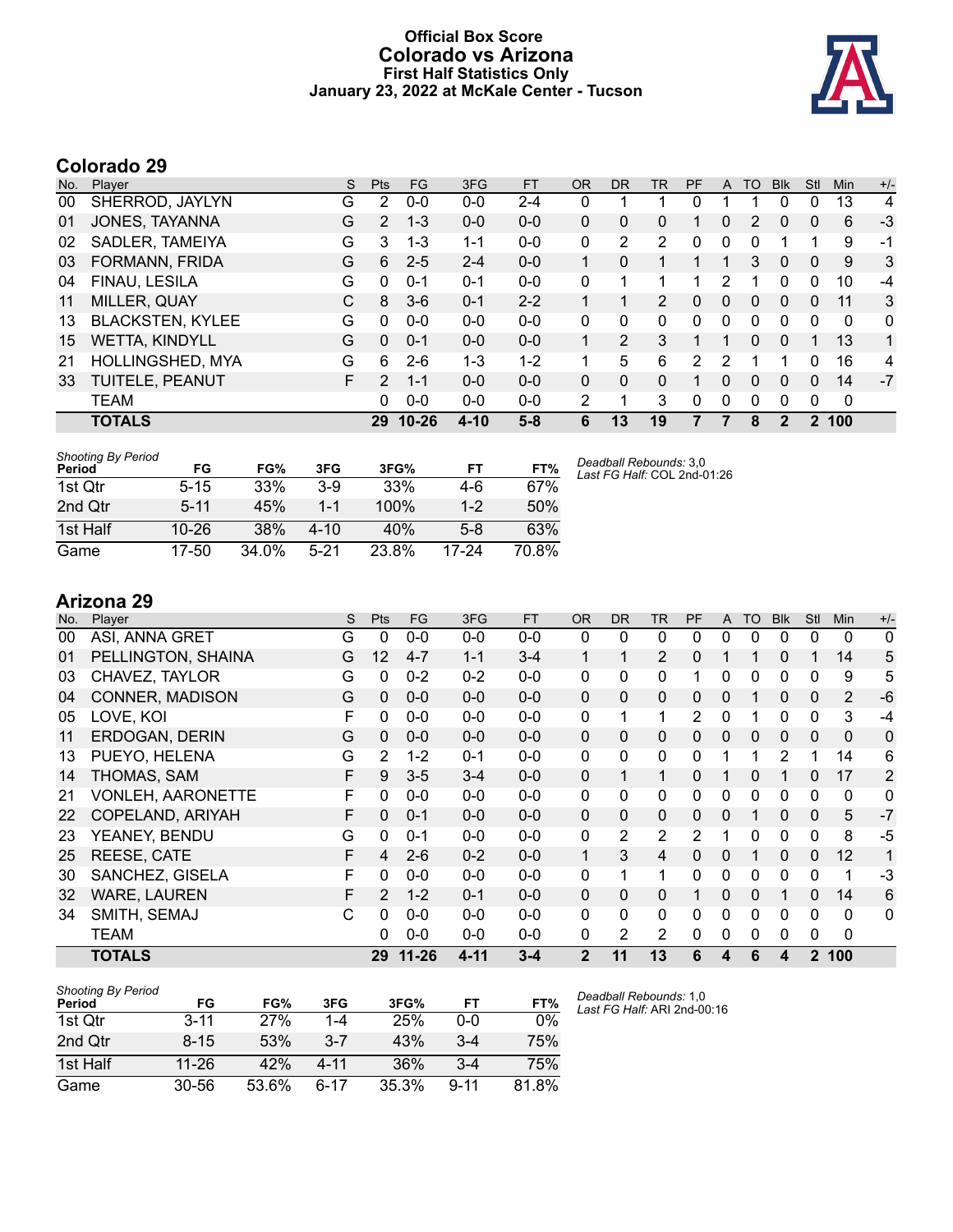# Official Box Score
## Colorado vs Arizona
### First Half Statistics Only
### January 23, 2022 at McKale Center - Tucson

## Colorado 29

| No. | Player | S | Pts | FG | 3FG | FT | OR | DR | TR | PF | A | TO | Blk | Stl | Min | +/- |
|---|---|---|---|---|---|---|---|---|---|---|---|---|---|---|---|---|
| 00 | SHERROD, JAYLYN | G | 2 | 0-0 | 0-0 | 2-4 | 0 | 1 | 1 | 0 | 1 | 1 | 0 | 0 | 13 | 4 |
| 01 | JONES, TAYANNA | G | 2 | 1-3 | 0-0 | 0-0 | 0 | 0 | 0 | 1 | 0 | 2 | 0 | 0 | 6 | -3 |
| 02 | SADLER, TAMEIYA | G | 3 | 1-3 | 1-1 | 0-0 | 0 | 2 | 2 | 0 | 0 | 0 | 1 | 1 | 9 | -1 |
| 03 | FORMANN, FRIDA | G | 6 | 2-5 | 2-4 | 0-0 | 1 | 0 | 1 | 1 | 1 | 3 | 0 | 0 | 9 | 3 |
| 04 | FINAU, LESILA | G | 0 | 0-1 | 0-1 | 0-0 | 0 | 1 | 1 | 1 | 2 | 1 | 0 | 0 | 10 | -4 |
| 11 | MILLER, QUAY | C | 8 | 3-6 | 0-1 | 2-2 | 1 | 1 | 2 | 0 | 0 | 0 | 0 | 0 | 11 | 3 |
| 13 | BLACKSTEN, KYLEE | G | 0 | 0-0 | 0-0 | 0-0 | 0 | 0 | 0 | 0 | 0 | 0 | 0 | 0 | 0 | 0 |
| 15 | WETTA, KINDYLL | G | 0 | 0-1 | 0-0 | 0-0 | 1 | 2 | 3 | 1 | 1 | 0 | 0 | 1 | 13 | 1 |
| 21 | HOLLINGSHED, MYA | G | 6 | 2-6 | 1-3 | 1-2 | 1 | 5 | 6 | 2 | 2 | 1 | 1 | 0 | 16 | 4 |
| 33 | TUITELE, PEANUT | F | 2 | 1-1 | 0-0 | 0-0 | 0 | 0 | 0 | 1 | 0 | 0 | 0 | 0 | 14 | -7 |
| | TEAM | | 0 | 0-0 | 0-0 | 0-0 | 2 | 1 | 3 | 0 | 0 | 0 | 0 | 0 | 0 | |
| | **TOTALS** | | **29** | **10-26** | **4-10** | **5-8** | **6** | **13** | **19** | **7** | **7** | **8** | **2** | **2** | **100** | |

*Shooting By Period*

| Period | FG | FG% | 3FG | 3FG% | FT | FT% |
|---|---|---|---|---|---|---|
| 1st Qtr | 5-15 | 33% | 3-9 | 33% | 4-6 | 67% |
| 2nd Qtr | 5-11 | 45% | 1-1 | 100% | 1-2 | 50% |
| 1st Half | 10-26 | 38% | 4-10 | 40% | 5-8 | 63% |
| Game | 17-50 | 34.0% | 5-21 | 23.8% | 17-24 | 70.8% |

*Deadball Rebounds:* 3,0
*Last FG Half:* COL 2nd-01:26

## Arizona 29

| No. | Player | S | Pts | FG | 3FG | FT | OR | DR | TR | PF | A | TO | Blk | Stl | Min | +/- |
|---|---|---|---|---|---|---|---|---|---|---|---|---|---|---|---|---|
| 00 | ASI, ANNA GRET | G | 0 | 0-0 | 0-0 | 0-0 | 0 | 0 | 0 | 0 | 0 | 0 | 0 | 0 | 0 | 0 |
| 01 | PELLINGTON, SHAINA | G | 12 | 4-7 | 1-1 | 3-4 | 1 | 1 | 2 | 0 | 1 | 1 | 0 | 1 | 14 | 5 |
| 03 | CHAVEZ, TAYLOR | G | 0 | 0-2 | 0-2 | 0-0 | 0 | 0 | 0 | 1 | 0 | 0 | 0 | 0 | 9 | 5 |
| 04 | CONNER, MADISON | G | 0 | 0-0 | 0-0 | 0-0 | 0 | 0 | 0 | 0 | 0 | 1 | 0 | 0 | 2 | -6 |
| 05 | LOVE, KOI | F | 0 | 0-0 | 0-0 | 0-0 | 0 | 1 | 1 | 2 | 0 | 1 | 0 | 0 | 3 | -4 |
| 11 | ERDOGAN, DERIN | G | 0 | 0-0 | 0-0 | 0-0 | 0 | 0 | 0 | 0 | 0 | 0 | 0 | 0 | 0 | 0 |
| 13 | PUEYO, HELENA | G | 2 | 1-2 | 0-1 | 0-0 | 0 | 0 | 0 | 0 | 1 | 1 | 2 | 1 | 14 | 6 |
| 14 | THOMAS, SAM | F | 9 | 3-5 | 3-4 | 0-0 | 0 | 1 | 1 | 0 | 1 | 0 | 1 | 0 | 17 | 2 |
| 21 | VONLEH, AARONETTE | F | 0 | 0-0 | 0-0 | 0-0 | 0 | 0 | 0 | 0 | 0 | 0 | 0 | 0 | 0 | 0 |
| 22 | COPELAND, ARIYAH | F | 0 | 0-1 | 0-0 | 0-0 | 0 | 0 | 0 | 0 | 0 | 1 | 0 | 0 | 5 | -7 |
| 23 | YEANEY, BENDU | G | 0 | 0-1 | 0-0 | 0-0 | 0 | 2 | 2 | 2 | 1 | 0 | 0 | 0 | 8 | -5 |
| 25 | REESE, CATE | F | 4 | 2-6 | 0-2 | 0-0 | 1 | 3 | 4 | 0 | 0 | 1 | 0 | 0 | 12 | 1 |
| 30 | SANCHEZ, GISELA | F | 0 | 0-0 | 0-0 | 0-0 | 0 | 1 | 1 | 0 | 0 | 0 | 0 | 0 | 1 | -3 |
| 32 | WARE, LAUREN | F | 2 | 1-2 | 0-1 | 0-0 | 0 | 0 | 0 | 1 | 0 | 0 | 1 | 0 | 14 | 6 |
| 34 | SMITH, SEMAJ | C | 0 | 0-0 | 0-0 | 0-0 | 0 | 0 | 0 | 0 | 0 | 0 | 0 | 0 | 0 | 0 |
| | TEAM | | 0 | 0-0 | 0-0 | 0-0 | 0 | 2 | 2 | 0 | 0 | 0 | 0 | 0 | 0 | |
| | **TOTALS** | | **29** | **11-26** | **4-11** | **3-4** | **2** | **11** | **13** | **6** | **4** | **6** | **4** | **2** | **100** | |

*Shooting By Period*

| Period | FG | FG% | 3FG | 3FG% | FT | FT% |
|---|---|---|---|---|---|---|
| 1st Qtr | 3-11 | 27% | 1-4 | 25% | 0-0 | 0% |
| 2nd Qtr | 8-15 | 53% | 3-7 | 43% | 3-4 | 75% |
| 1st Half | 11-26 | 42% | 4-11 | 36% | 3-4 | 75% |
| Game | 30-56 | 53.6% | 6-17 | 35.3% | 9-11 | 81.8% |

*Deadball Rebounds:* 1,0
*Last FG Half:* ARI 2nd-00:16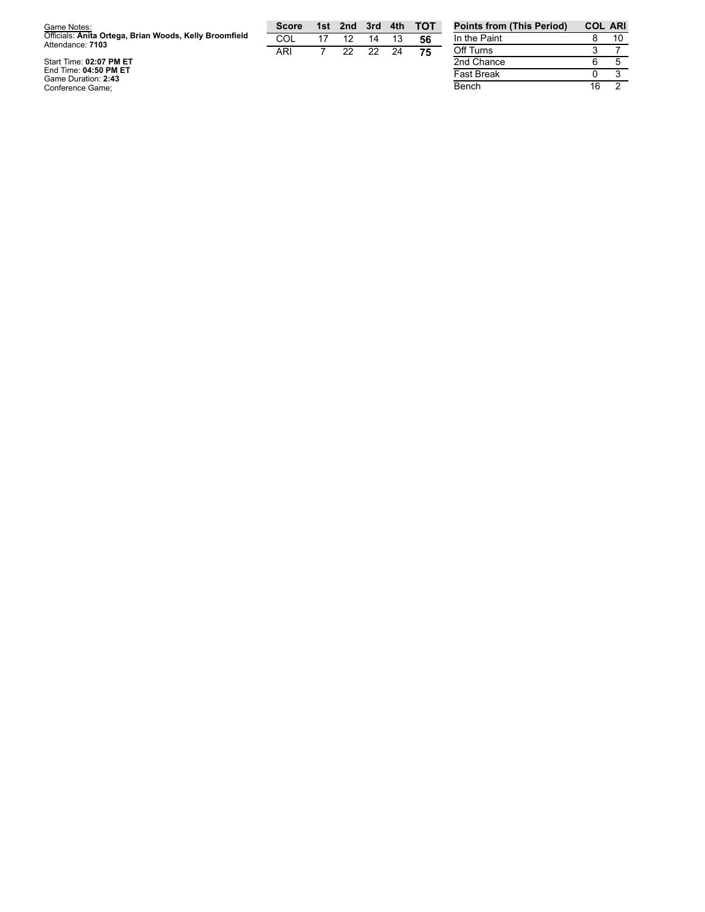Game Notes:
Officials: **Anita Ortega, Brian Woods, Kelly Broomfield**
Attendance: **7103**

Start Time: **02:07 PM ET**
End Time: **04:50 PM ET**
Game Duration: **2:43**
Conference Game;

| Score | 1st | 2nd | 3rd | 4th | TOT |
|---|---|---|---|---|---|
| COL | 17 | 12 | 14 | 13 | **56** |
| ARI | 7 | 22 | 22 | 24 | **75** |

| Points from (This Period) | COL | ARI |
|---|---|---|
| In the Paint | 8 | 10 |
| Off Turns | 3 | 7 |
| 2nd Chance | 6 | 5 |
| Fast Break | 0 | 3 |
| Bench | 16 | 2 |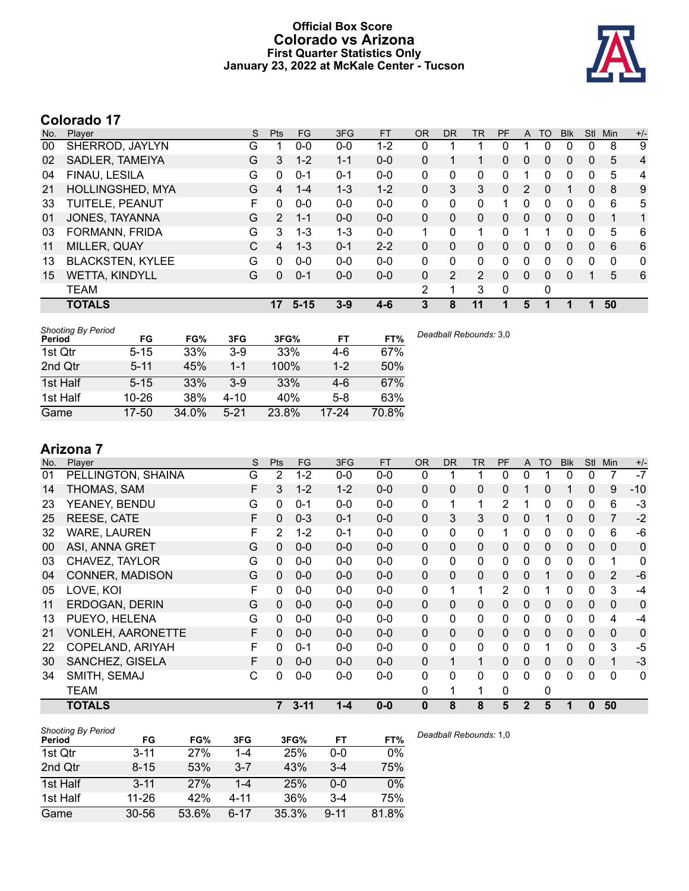# Official Box Score
## Colorado vs Arizona
### First Quarter Statistics Only
### January 23, 2022 at McKale Center - Tucson

## Colorado 17

| No. | Player | S | Pts | FG | 3FG | FT | OR | DR | TR | PF | A | TO | Blk | Stl | Min | +/- |
|---|---|---|---|---|---|---|---|---|---|---|---|---|---|---|---|---|
| 00 | SHERROD, JAYLYN | G | 1 | 0-0 | 0-0 | 1-2 | 0 | 1 | 1 | 0 | 1 | 0 | 0 | 0 | 8 | 9 |
| 02 | SADLER, TAMEIYA | G | 3 | 1-2 | 1-1 | 0-0 | 0 | 1 | 1 | 0 | 0 | 0 | 0 | 0 | 5 | 4 |
| 04 | FINAU, LESILA | G | 0 | 0-1 | 0-1 | 0-0 | 0 | 0 | 0 | 0 | 1 | 0 | 0 | 0 | 5 | 4 |
| 21 | HOLLINGSHED, MYA | G | 4 | 1-4 | 1-3 | 1-2 | 0 | 3 | 3 | 0 | 2 | 0 | 1 | 0 | 8 | 9 |
| 33 | TUITELE, PEANUT | F | 0 | 0-0 | 0-0 | 0-0 | 0 | 0 | 0 | 1 | 0 | 0 | 0 | 0 | 6 | 5 |
| 01 | JONES, TAYANNA | G | 2 | 1-1 | 0-0 | 0-0 | 0 | 0 | 0 | 0 | 0 | 0 | 0 | 0 | 1 | 1 |
| 03 | FORMANN, FRIDA | G | 3 | 1-3 | 1-3 | 0-0 | 1 | 0 | 1 | 0 | 1 | 1 | 0 | 0 | 5 | 6 |
| 11 | MILLER, QUAY | C | 4 | 1-3 | 0-1 | 2-2 | 0 | 0 | 0 | 0 | 0 | 0 | 0 | 0 | 6 | 6 |
| 13 | BLACKSTEN, KYLEE | G | 0 | 0-0 | 0-0 | 0-0 | 0 | 0 | 0 | 0 | 0 | 0 | 0 | 0 | 0 | 0 |
| 15 | WETTA, KINDYLL | G | 0 | 0-1 | 0-0 | 0-0 | 0 | 2 | 2 | 0 | 0 | 0 | 0 | 1 | 5 | 6 |
| | TEAM | | | | | | 2 | 1 | 3 | 0 | | 0 | | | | |
| | **TOTALS** | | **17** | **5-15** | **3-9** | **4-6** | **3** | **8** | **11** | **1** | **5** | **1** | **1** | **1** | **50** | |

| Shooting By Period Period | FG | FG% | 3FG | 3FG% | FT | FT% |
|---|---|---|---|---|---|---|
| 1st Qtr | 5-15 | 33% | 3-9 | 33% | 4-6 | 67% |
| 2nd Qtr | 5-11 | 45% | 1-1 | 100% | 1-2 | 50% |
| 1st Half | 5-15 | 33% | 3-9 | 33% | 4-6 | 67% |
| 1st Half | 10-26 | 38% | 4-10 | 40% | 5-8 | 63% |
| Game | 17-50 | 34.0% | 5-21 | 23.8% | 17-24 | 70.8% |

*Deadball Rebounds:* 3,0

## Arizona 7

| No. | Player | S | Pts | FG | 3FG | FT | OR | DR | TR | PF | A | TO | Blk | Stl | Min | +/- |
|---|---|---|---|---|---|---|---|---|---|---|---|---|---|---|---|---|
| 01 | PELLINGTON, SHAINA | G | 2 | 1-2 | 0-0 | 0-0 | 0 | 1 | 1 | 0 | 0 | 1 | 0 | 0 | 7 | -7 |
| 14 | THOMAS, SAM | F | 3 | 1-2 | 1-2 | 0-0 | 0 | 0 | 0 | 0 | 1 | 0 | 1 | 0 | 9 | -10 |
| 23 | YEANEY, BENDU | G | 0 | 0-1 | 0-0 | 0-0 | 0 | 1 | 1 | 2 | 1 | 0 | 0 | 0 | 6 | -3 |
| 25 | REESE, CATE | F | 0 | 0-3 | 0-1 | 0-0 | 0 | 3 | 3 | 0 | 0 | 1 | 0 | 0 | 7 | -2 |
| 32 | WARE, LAUREN | F | 2 | 1-2 | 0-1 | 0-0 | 0 | 0 | 0 | 1 | 0 | 0 | 0 | 0 | 6 | -6 |
| 00 | ASI, ANNA GRET | G | 0 | 0-0 | 0-0 | 0-0 | 0 | 0 | 0 | 0 | 0 | 0 | 0 | 0 | 0 | 0 |
| 03 | CHAVEZ, TAYLOR | G | 0 | 0-0 | 0-0 | 0-0 | 0 | 0 | 0 | 0 | 0 | 0 | 0 | 0 | 1 | 0 |
| 04 | CONNER, MADISON | G | 0 | 0-0 | 0-0 | 0-0 | 0 | 0 | 0 | 0 | 0 | 1 | 0 | 0 | 2 | -6 |
| 05 | LOVE, KOI | F | 0 | 0-0 | 0-0 | 0-0 | 0 | 1 | 1 | 2 | 0 | 1 | 0 | 0 | 3 | -4 |
| 11 | ERDOGAN, DERIN | G | 0 | 0-0 | 0-0 | 0-0 | 0 | 0 | 0 | 0 | 0 | 0 | 0 | 0 | 0 | 0 |
| 13 | PUEYO, HELENA | G | 0 | 0-0 | 0-0 | 0-0 | 0 | 0 | 0 | 0 | 0 | 0 | 0 | 0 | 4 | -4 |
| 21 | VONLEH, AARONETTE | F | 0 | 0-0 | 0-0 | 0-0 | 0 | 0 | 0 | 0 | 0 | 0 | 0 | 0 | 0 | 0 |
| 22 | COPELAND, ARIYAH | F | 0 | 0-1 | 0-0 | 0-0 | 0 | 0 | 0 | 0 | 0 | 1 | 0 | 0 | 3 | -5 |
| 30 | SANCHEZ, GISELA | F | 0 | 0-0 | 0-0 | 0-0 | 0 | 1 | 1 | 0 | 0 | 0 | 0 | 0 | 1 | -3 |
| 34 | SMITH, SEMAJ | C | 0 | 0-0 | 0-0 | 0-0 | 0 | 0 | 0 | 0 | 0 | 0 | 0 | 0 | 0 | 0 |
| | TEAM | | | | | | 0 | 1 | 1 | 0 | | 0 | | | | |
| | **TOTALS** | | **7** | **3-11** | **1-4** | **0-0** | **0** | **8** | **8** | **5** | **2** | **5** | **1** | **0** | **50** | |

| Shooting By Period Period | FG | FG% | 3FG | 3FG% | FT | FT% |
|---|---|---|---|---|---|---|
| 1st Qtr | 3-11 | 27% | 1-4 | 25% | 0-0 | 0% |
| 2nd Qtr | 8-15 | 53% | 3-7 | 43% | 3-4 | 75% |
| 1st Half | 3-11 | 27% | 1-4 | 25% | 0-0 | 0% |
| 1st Half | 11-26 | 42% | 4-11 | 36% | 3-4 | 75% |
| Game | 30-56 | 53.6% | 6-17 | 35.3% | 9-11 | 81.8% |

*Deadball Rebounds:* 1,0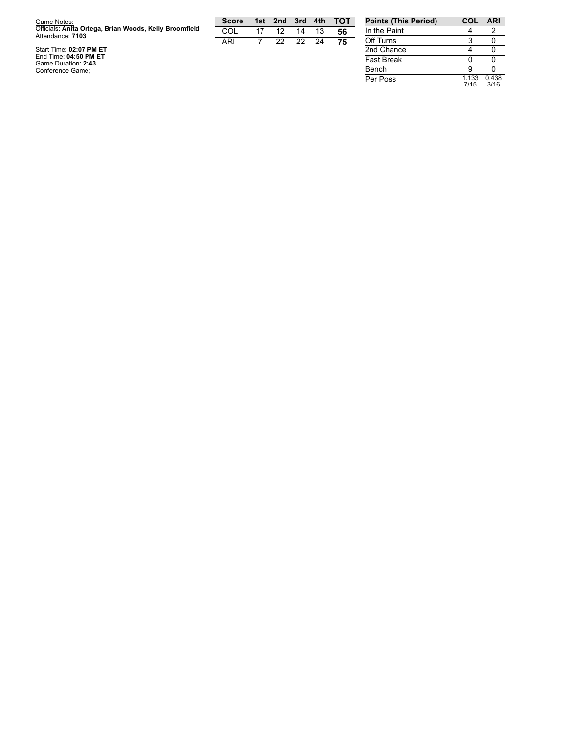Game Notes:
Officials: **Anita Ortega, Brian Woods, Kelly Broomfield**
Attendance: **7103**

Start Time: **02:07 PM ET**
End Time: **04:50 PM ET**
Game Duration: **2:43**
Conference Game;

| Score | 1st | 2nd | 3rd | 4th | TOT |
|---|---|---|---|---|---|
| COL | 17 | 12 | 14 | 13 | **56** |
| ARI | 7 | 22 | 22 | 24 | **75** |

| Points (This Period) | COL | ARI |
|---|---|---|
| In the Paint | 4 | 2 |
| Off Turns | 3 | 0 |
| 2nd Chance | 4 | 0 |
| Fast Break | 0 | 0 |
| Bench | 9 | 0 |
| Per Poss | 1.133 7/15 | 0.438 3/16 |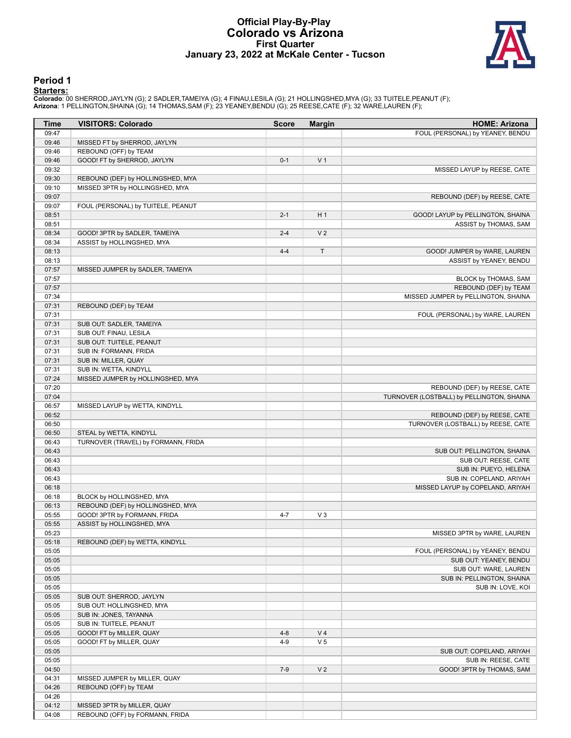# Official Play-By-Play
## Colorado vs Arizona
### First Quarter
### January 23, 2022 at McKale Center - Tucson

## Period 1

**Starters:**

**Colorado**: 00 SHERROD,JAYLYN (G); 2 SADLER,TAMEIYA (G); 4 FINAU,LESILA (G); 21 HOLLINGSHED,MYA (G); 33 TUITELE,PEANUT (F);
**Arizona**: 1 PELLINGTON,SHAINA (G); 14 THOMAS,SAM (F); 23 YEANEY,BENDU (G); 25 REESE,CATE (F); 32 WARE,LAUREN (F);

| Time | VISITORS: Colorado | Score | Margin | HOME: Arizona |
|---|---|---|---|---|
| 09:47 | | | | FOUL (PERSONAL) by YEANEY, BENDU |
| 09:46 | MISSED FT by SHERROD, JAYLYN | | | |
| 09:46 | REBOUND (OFF) by TEAM | | | |
| 09:46 | GOOD! FT by SHERROD, JAYLYN | 0-1 | V 1 | |
| 09:32 | | | | MISSED LAYUP by REESE, CATE |
| 09:30 | REBOUND (DEF) by HOLLINGSHED, MYA | | | |
| 09:10 | MISSED 3PTR by HOLLINGSHED, MYA | | | |
| 09:07 | | | | REBOUND (DEF) by REESE, CATE |
| 09:07 | FOUL (PERSONAL) by TUITELE, PEANUT | | | |
| 08:51 | | 2-1 | H 1 | GOOD! LAYUP by PELLINGTON, SHAINA |
| 08:51 | | | | ASSIST by THOMAS, SAM |
| 08:34 | GOOD! 3PTR by SADLER, TAMEIYA | 2-4 | V 2 | |
| 08:34 | ASSIST by HOLLINGSHED, MYA | | | |
| 08:13 | | 4-4 | T | GOOD! JUMPER by WARE, LAUREN |
| 08:13 | | | | ASSIST by YEANEY, BENDU |
| 07:57 | MISSED JUMPER by SADLER, TAMEIYA | | | |
| 07:57 | | | | BLOCK by THOMAS, SAM |
| 07:57 | | | | REBOUND (DEF) by TEAM |
| 07:34 | | | | MISSED JUMPER by PELLINGTON, SHAINA |
| 07:31 | REBOUND (DEF) by TEAM | | | |
| 07:31 | | | | FOUL (PERSONAL) by WARE, LAUREN |
| 07:31 | SUB OUT: SADLER, TAMEIYA | | | |
| 07:31 | SUB OUT: FINAU, LESILA | | | |
| 07:31 | SUB OUT: TUITELE, PEANUT | | | |
| 07:31 | SUB IN: FORMANN, FRIDA | | | |
| 07:31 | SUB IN: MILLER, QUAY | | | |
| 07:31 | SUB IN: WETTA, KINDYLL | | | |
| 07:24 | MISSED JUMPER by HOLLINGSHED, MYA | | | |
| 07:20 | | | | REBOUND (DEF) by REESE, CATE |
| 07:04 | | | | TURNOVER (LOSTBALL) by PELLINGTON, SHAINA |
| 06:57 | MISSED LAYUP by WETTA, KINDYLL | | | |
| 06:52 | | | | REBOUND (DEF) by REESE, CATE |
| 06:50 | | | | TURNOVER (LOSTBALL) by REESE, CATE |
| 06:50 | STEAL by WETTA, KINDYLL | | | |
| 06:43 | TURNOVER (TRAVEL) by FORMANN, FRIDA | | | |
| 06:43 | | | | SUB OUT: PELLINGTON, SHAINA |
| 06:43 | | | | SUB OUT: REESE, CATE |
| 06:43 | | | | SUB IN: PUEYO, HELENA |
| 06:43 | | | | SUB IN: COPELAND, ARIYAH |
| 06:18 | | | | MISSED LAYUP by COPELAND, ARIYAH |
| 06:18 | BLOCK by HOLLINGSHED, MYA | | | |
| 06:13 | REBOUND (DEF) by HOLLINGSHED, MYA | | | |
| 05:55 | GOOD! 3PTR by FORMANN, FRIDA | 4-7 | V 3 | |
| 05:55 | ASSIST by HOLLINGSHED, MYA | | | |
| 05:23 | | | | MISSED 3PTR by WARE, LAUREN |
| 05:18 | REBOUND (DEF) by WETTA, KINDYLL | | | |
| 05:05 | | | | FOUL (PERSONAL) by YEANEY, BENDU |
| 05:05 | | | | SUB OUT: YEANEY, BENDU |
| 05:05 | | | | SUB OUT: WARE, LAUREN |
| 05:05 | | | | SUB IN: PELLINGTON, SHAINA |
| 05:05 | | | | SUB IN: LOVE, KOI |
| 05:05 | SUB OUT: SHERROD, JAYLYN | | | |
| 05:05 | SUB OUT: HOLLINGSHED, MYA | | | |
| 05:05 | SUB IN: JONES, TAYANNA | | | |
| 05:05 | SUB IN: TUITELE, PEANUT | | | |
| 05:05 | GOOD! FT by MILLER, QUAY | 4-8 | V 4 | |
| 05:05 | GOOD! FT by MILLER, QUAY | 4-9 | V 5 | |
| 05:05 | | | | SUB OUT: COPELAND, ARIYAH |
| 05:05 | | | | SUB IN: REESE, CATE |
| 04:50 | | 7-9 | V 2 | GOOD! 3PTR by THOMAS, SAM |
| 04:31 | MISSED JUMPER by MILLER, QUAY | | | |
| 04:26 | REBOUND (OFF) by TEAM | | | |
| 04:26 | | | | |
| 04:12 | MISSED 3PTR by MILLER, QUAY | | | |
| 04:08 | REBOUND (OFF) by FORMANN, FRIDA | | | |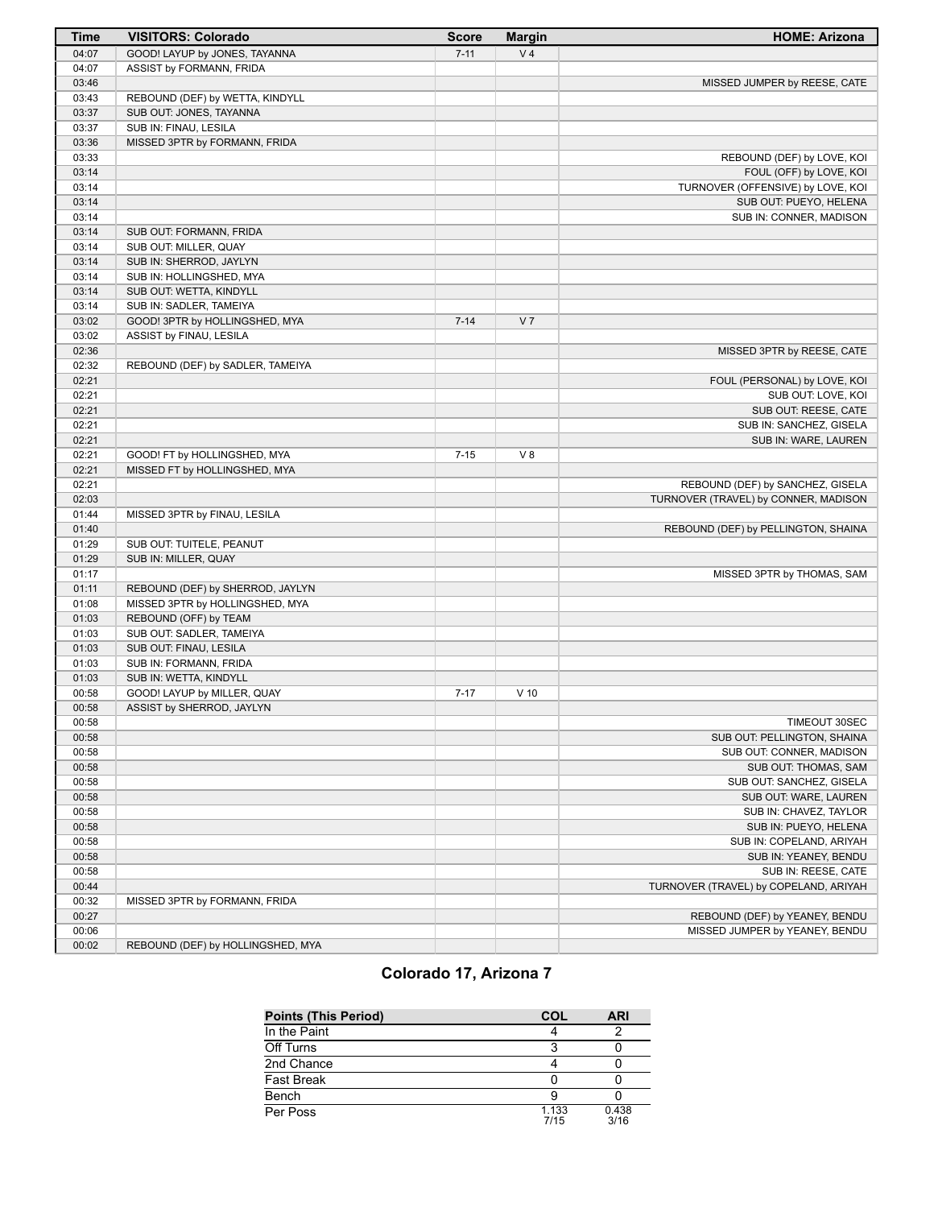| Time | VISITORS: Colorado | Score | Margin | HOME: Arizona |
|---|---|---|---|---|
| 04:07 | GOOD! LAYUP by JONES, TAYANNA | 7-11 | V 4 | |
| 04:07 | ASSIST by FORMANN, FRIDA | | | |
| 03:46 | | | | MISSED JUMPER by REESE, CATE |
| 03:43 | REBOUND (DEF) by WETTA, KINDYLL | | | |
| 03:37 | SUB OUT: JONES, TAYANNA | | | |
| 03:37 | SUB IN: FINAU, LESILA | | | |
| 03:36 | MISSED 3PTR by FORMANN, FRIDA | | | |
| 03:33 | | | | REBOUND (DEF) by LOVE, KOI |
| 03:14 | | | | FOUL (OFF) by LOVE, KOI |
| 03:14 | | | | TURNOVER (OFFENSIVE) by LOVE, KOI |
| 03:14 | | | | SUB OUT: PUEYO, HELENA |
| 03:14 | | | | SUB IN: CONNER, MADISON |
| 03:14 | SUB OUT: FORMANN, FRIDA | | | |
| 03:14 | SUB OUT: MILLER, QUAY | | | |
| 03:14 | SUB IN: SHERROD, JAYLYN | | | |
| 03:14 | SUB IN: HOLLINGSHED, MYA | | | |
| 03:14 | SUB OUT: WETTA, KINDYLL | | | |
| 03:14 | SUB IN: SADLER, TAMEIYA | | | |
| 03:02 | GOOD! 3PTR by HOLLINGSHED, MYA | 7-14 | V 7 | |
| 03:02 | ASSIST by FINAU, LESILA | | | |
| 02:36 | | | | MISSED 3PTR by REESE, CATE |
| 02:32 | REBOUND (DEF) by SADLER, TAMEIYA | | | |
| 02:21 | | | | FOUL (PERSONAL) by LOVE, KOI |
| 02:21 | | | | SUB OUT: LOVE, KOI |
| 02:21 | | | | SUB OUT: REESE, CATE |
| 02:21 | | | | SUB IN: SANCHEZ, GISELA |
| 02:21 | | | | SUB IN: WARE, LAUREN |
| 02:21 | GOOD! FT by HOLLINGSHED, MYA | 7-15 | V 8 | |
| 02:21 | MISSED FT by HOLLINGSHED, MYA | | | |
| 02:21 | | | | REBOUND (DEF) by SANCHEZ, GISELA |
| 02:03 | | | | TURNOVER (TRAVEL) by CONNER, MADISON |
| 01:44 | MISSED 3PTR by FINAU, LESILA | | | |
| 01:40 | | | | REBOUND (DEF) by PELLINGTON, SHAINA |
| 01:29 | SUB OUT: TUITELE, PEANUT | | | |
| 01:29 | SUB IN: MILLER, QUAY | | | |
| 01:17 | | | | MISSED 3PTR by THOMAS, SAM |
| 01:11 | REBOUND (DEF) by SHERROD, JAYLYN | | | |
| 01:08 | MISSED 3PTR by HOLLINGSHED, MYA | | | |
| 01:03 | REBOUND (OFF) by TEAM | | | |
| 01:03 | SUB OUT: SADLER, TAMEIYA | | | |
| 01:03 | SUB OUT: FINAU, LESILA | | | |
| 01:03 | SUB IN: FORMANN, FRIDA | | | |
| 01:03 | SUB IN: WETTA, KINDYLL | | | |
| 00:58 | GOOD! LAYUP by MILLER, QUAY | 7-17 | V 10 | |
| 00:58 | ASSIST by SHERROD, JAYLYN | | | |
| 00:58 | | | | TIMEOUT 30SEC |
| 00:58 | | | | SUB OUT: PELLINGTON, SHAINA |
| 00:58 | | | | SUB OUT: CONNER, MADISON |
| 00:58 | | | | SUB OUT: THOMAS, SAM |
| 00:58 | | | | SUB OUT: SANCHEZ, GISELA |
| 00:58 | | | | SUB OUT: WARE, LAUREN |
| 00:58 | | | | SUB IN: CHAVEZ, TAYLOR |
| 00:58 | | | | SUB IN: PUEYO, HELENA |
| 00:58 | | | | SUB IN: COPELAND, ARIYAH |
| 00:58 | | | | SUB IN: YEANEY, BENDU |
| 00:58 | | | | SUB IN: REESE, CATE |
| 00:44 | | | | TURNOVER (TRAVEL) by COPELAND, ARIYAH |
| 00:32 | MISSED 3PTR by FORMANN, FRIDA | | | |
| 00:27 | | | | REBOUND (DEF) by YEANEY, BENDU |
| 00:06 | | | | MISSED JUMPER by YEANEY, BENDU |
| 00:02 | REBOUND (DEF) by HOLLINGSHED, MYA | | | |

## Colorado 17, Arizona 7

| Points (This Period) | COL | ARI |
|---|---|---|
| In the Paint | 4 | 2 |
| Off Turns | 3 | 0 |
| 2nd Chance | 4 | 0 |
| Fast Break | 0 | 0 |
| Bench | 9 | 0 |
| Per Poss | 1.133 7/15 | 0.438 3/16 |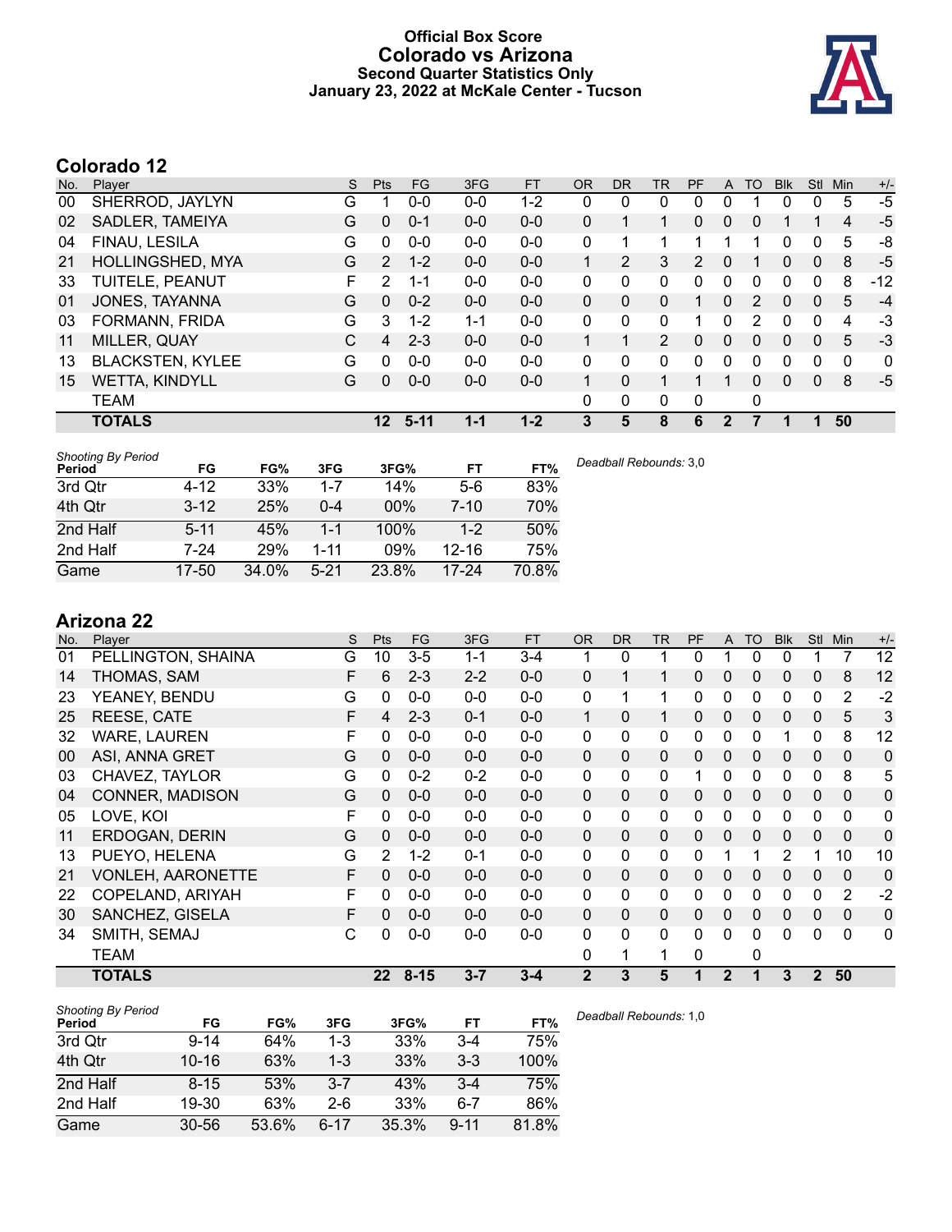# Official Box Score
## Colorado vs Arizona
### Second Quarter Statistics Only
### January 23, 2022 at McKale Center - Tucson

## Colorado 12

| No. | Player | S | Pts | FG | 3FG | FT | OR | DR | TR | PF | A | TO | Blk | Stl | Min | +/- |
|---|---|---|---|---|---|---|---|---|---|---|---|---|---|---|---|---|
| 00 | SHERROD, JAYLYN | G | 1 | 0-0 | 0-0 | 1-2 | 0 | 0 | 0 | 0 | 0 | 1 | 0 | 0 | 5 | -5 |
| 02 | SADLER, TAMEIYA | G | 0 | 0-1 | 0-0 | 0-0 | 0 | 1 | 1 | 0 | 0 | 0 | 1 | 1 | 4 | -5 |
| 04 | FINAU, LESILA | G | 0 | 0-0 | 0-0 | 0-0 | 0 | 1 | 1 | 1 | 1 | 1 | 0 | 0 | 5 | -8 |
| 21 | HOLLINGSHED, MYA | G | 2 | 1-2 | 0-0 | 0-0 | 1 | 2 | 3 | 2 | 0 | 1 | 0 | 0 | 8 | -5 |
| 33 | TUITELE, PEANUT | F | 2 | 1-1 | 0-0 | 0-0 | 0 | 0 | 0 | 0 | 0 | 0 | 0 | 0 | 8 | -12 |
| 01 | JONES, TAYANNA | G | 0 | 0-2 | 0-0 | 0-0 | 0 | 0 | 0 | 1 | 0 | 2 | 0 | 0 | 5 | -4 |
| 03 | FORMANN, FRIDA | G | 3 | 1-2 | 1-1 | 0-0 | 0 | 0 | 0 | 1 | 0 | 2 | 0 | 0 | 4 | -3 |
| 11 | MILLER, QUAY | C | 4 | 2-3 | 0-0 | 0-0 | 1 | 1 | 2 | 0 | 0 | 0 | 0 | 0 | 5 | -3 |
| 13 | BLACKSTEN, KYLEE | G | 0 | 0-0 | 0-0 | 0-0 | 0 | 0 | 0 | 0 | 0 | 0 | 0 | 0 | 0 | 0 |
| 15 | WETTA, KINDYLL | G | 0 | 0-0 | 0-0 | 0-0 | 1 | 0 | 1 | 1 | 1 | 0 | 0 | 0 | 8 | -5 |
| | TEAM | | | | | | 0 | 0 | 0 | 0 | | 0 | | | | |
| | **TOTALS** | | **12** | **5-11** | **1-1** | **1-2** | **3** | **5** | **8** | **6** | **2** | **7** | **1** | **1** | **50** | |

*Shooting By Period*

| Period | FG | FG% | 3FG | 3FG% | FT | FT% |
|---|---|---|---|---|---|---|
| 3rd Qtr | 4-12 | 33% | 1-7 | 14% | 5-6 | 83% |
| 4th Qtr | 3-12 | 25% | 0-4 | 00% | 7-10 | 70% |
| 2nd Half | 5-11 | 45% | 1-1 | 100% | 1-2 | 50% |
| 2nd Half | 7-24 | 29% | 1-11 | 09% | 12-16 | 75% |
| Game | 17-50 | 34.0% | 5-21 | 23.8% | 17-24 | 70.8% |

*Deadball Rebounds:* 3,0

## Arizona 22

| No. | Player | S | Pts | FG | 3FG | FT | OR | DR | TR | PF | A | TO | Blk | Stl | Min | +/- |
|---|---|---|---|---|---|---|---|---|---|---|---|---|---|---|---|---|
| 01 | PELLINGTON, SHAINA | G | 10 | 3-5 | 1-1 | 3-4 | 1 | 0 | 1 | 0 | 1 | 0 | 0 | 1 | 7 | 12 |
| 14 | THOMAS, SAM | F | 6 | 2-3 | 2-2 | 0-0 | 0 | 1 | 1 | 0 | 0 | 0 | 0 | 0 | 8 | 12 |
| 23 | YEANEY, BENDU | G | 0 | 0-0 | 0-0 | 0-0 | 0 | 1 | 1 | 0 | 0 | 0 | 0 | 0 | 2 | -2 |
| 25 | REESE, CATE | F | 4 | 2-3 | 0-1 | 0-0 | 1 | 0 | 1 | 0 | 0 | 0 | 0 | 0 | 5 | 3 |
| 32 | WARE, LAUREN | F | 0 | 0-0 | 0-0 | 0-0 | 0 | 0 | 0 | 0 | 0 | 0 | 1 | 0 | 8 | 12 |
| 00 | ASI, ANNA GRET | G | 0 | 0-0 | 0-0 | 0-0 | 0 | 0 | 0 | 0 | 0 | 0 | 0 | 0 | 0 | 0 |
| 03 | CHAVEZ, TAYLOR | G | 0 | 0-2 | 0-2 | 0-0 | 0 | 0 | 0 | 1 | 0 | 0 | 0 | 0 | 8 | 5 |
| 04 | CONNER, MADISON | G | 0 | 0-0 | 0-0 | 0-0 | 0 | 0 | 0 | 0 | 0 | 0 | 0 | 0 | 0 | 0 |
| 05 | LOVE, KOI | F | 0 | 0-0 | 0-0 | 0-0 | 0 | 0 | 0 | 0 | 0 | 0 | 0 | 0 | 0 | 0 |
| 11 | ERDOGAN, DERIN | G | 0 | 0-0 | 0-0 | 0-0 | 0 | 0 | 0 | 0 | 0 | 0 | 0 | 0 | 0 | 0 |
| 13 | PUEYO, HELENA | G | 2 | 1-2 | 0-1 | 0-0 | 0 | 0 | 0 | 0 | 1 | 1 | 2 | 1 | 10 | 10 |
| 21 | VONLEH, AARONETTE | F | 0 | 0-0 | 0-0 | 0-0 | 0 | 0 | 0 | 0 | 0 | 0 | 0 | 0 | 0 | 0 |
| 22 | COPELAND, ARIYAH | F | 0 | 0-0 | 0-0 | 0-0 | 0 | 0 | 0 | 0 | 0 | 0 | 0 | 0 | 2 | -2 |
| 30 | SANCHEZ, GISELA | F | 0 | 0-0 | 0-0 | 0-0 | 0 | 0 | 0 | 0 | 0 | 0 | 0 | 0 | 0 | 0 |
| 34 | SMITH, SEMAJ | C | 0 | 0-0 | 0-0 | 0-0 | 0 | 0 | 0 | 0 | 0 | 0 | 0 | 0 | 0 | 0 |
| | TEAM | | | | | | 0 | 1 | 1 | 0 | | 0 | | | | |
| | **TOTALS** | | **22** | **8-15** | **3-7** | **3-4** | **2** | **3** | **5** | **1** | **2** | **1** | **3** | **2** | **50** | |

*Shooting By Period*

| Period | FG | FG% | 3FG | 3FG% | FT | FT% |
|---|---|---|---|---|---|---|
| 3rd Qtr | 9-14 | 64% | 1-3 | 33% | 3-4 | 75% |
| 4th Qtr | 10-16 | 63% | 1-3 | 33% | 3-3 | 100% |
| 2nd Half | 8-15 | 53% | 3-7 | 43% | 3-4 | 75% |
| 2nd Half | 19-30 | 63% | 2-6 | 33% | 6-7 | 86% |
| Game | 30-56 | 53.6% | 6-17 | 35.3% | 9-11 | 81.8% |

*Deadball Rebounds:* 1,0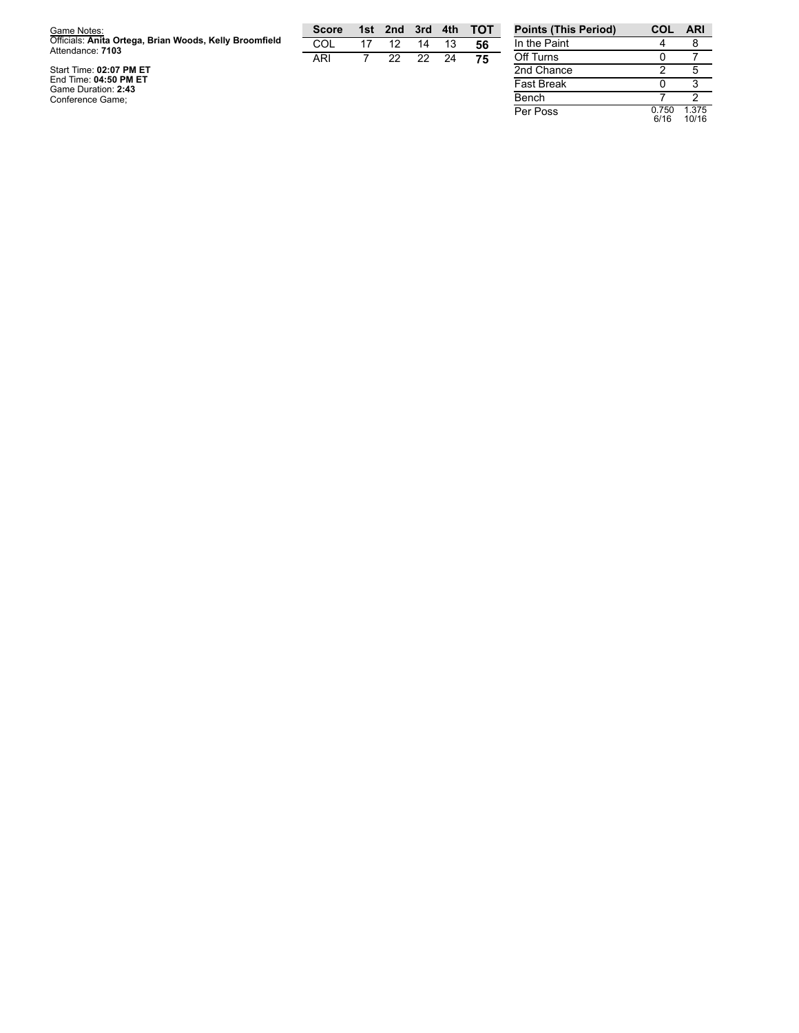Game Notes:
Officials: **Anita Ortega, Brian Woods, Kelly Broomfield**
Attendance: **7103**

Start Time: **02:07 PM ET**
End Time: **04:50 PM ET**
Game Duration: **2:43**
Conference Game;

| Score | 1st | 2nd | 3rd | 4th | TOT |
| --- | --- | --- | --- | --- | --- |
| COL | 17 | 12 | 14 | 13 | **56** |
| ARI | 7 | 22 | 22 | 24 | **75** |

| Points (This Period) | COL | ARI |
| --- | --- | --- |
| In the Paint | 4 | 8 |
| Off Turns | 0 | 7 |
| 2nd Chance | 2 | 5 |
| Fast Break | 0 | 3 |
| Bench | 7 | 2 |
| Per Poss | 0.750 6/16 | 1.375 10/16 |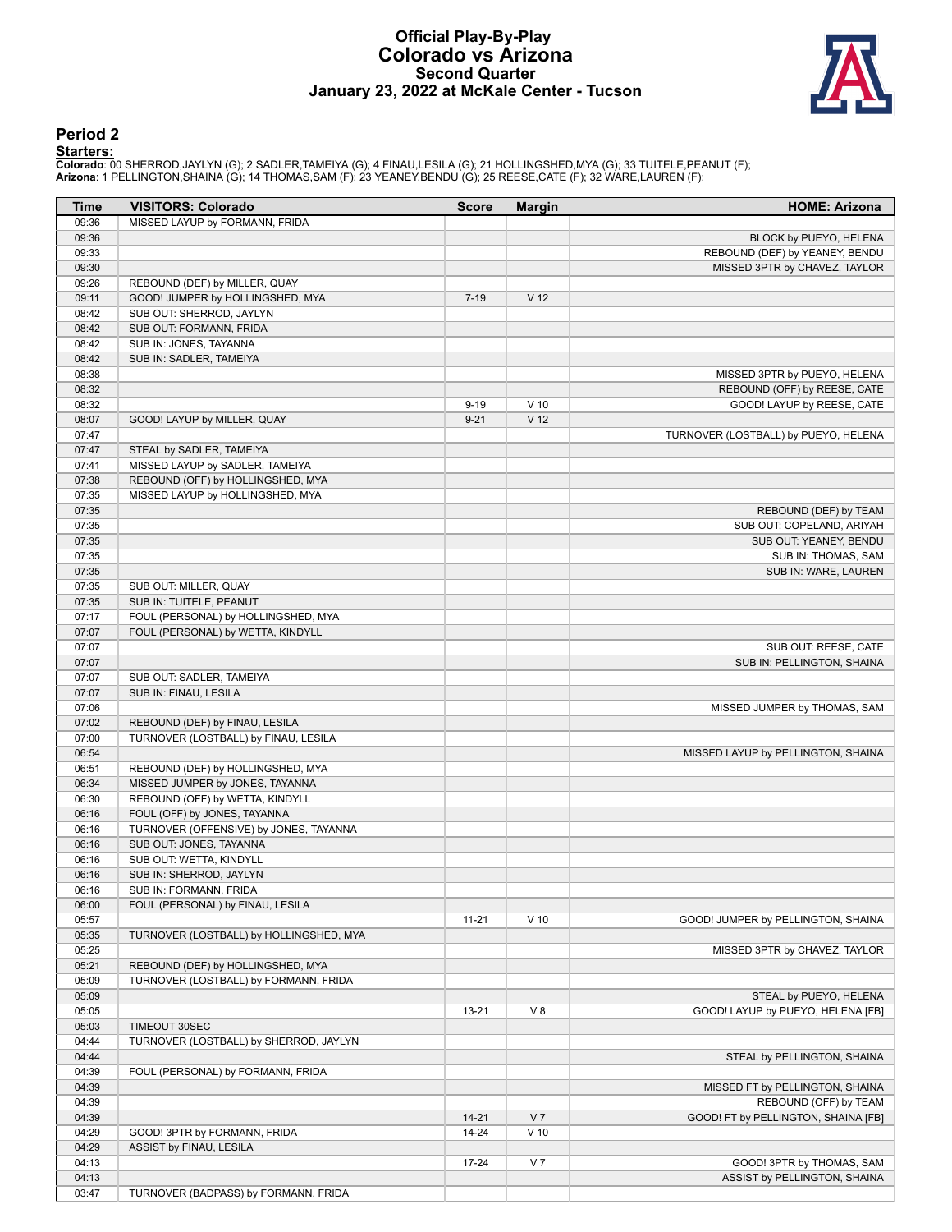# Official Play-By-Play
# Colorado vs Arizona
## Second Quarter
### January 23, 2022 at McKale Center - Tucson

## Period 2

**Starters:**

**Colorado**: 00 SHERROD,JAYLYN (G); 2 SADLER,TAMEIYA (G); 4 FINAU,LESILA (G); 21 HOLLINGSHED,MYA (G); 33 TUITELE,PEANUT (F);
**Arizona**: 1 PELLINGTON,SHAINA (G); 14 THOMAS,SAM (F); 23 YEANEY,BENDU (G); 25 REESE,CATE (F); 32 WARE,LAUREN (F);

| Time | VISITORS: Colorado | Score | Margin | HOME: Arizona |
|---|---|---|---|---|
| 09:36 | MISSED LAYUP by FORMANN, FRIDA | | | |
| 09:36 | | | | BLOCK by PUEYO, HELENA |
| 09:33 | | | | REBOUND (DEF) by YEANEY, BENDU |
| 09:30 | | | | MISSED 3PTR by CHAVEZ, TAYLOR |
| 09:26 | REBOUND (DEF) by MILLER, QUAY | | | |
| 09:11 | GOOD! JUMPER by HOLLINGSHED, MYA | 7-19 | V 12 | |
| 08:42 | SUB OUT: SHERROD, JAYLYN | | | |
| 08:42 | SUB OUT: FORMANN, FRIDA | | | |
| 08:42 | SUB IN: JONES, TAYANNA | | | |
| 08:42 | SUB IN: SADLER, TAMEIYA | | | |
| 08:38 | | | | MISSED 3PTR by PUEYO, HELENA |
| 08:32 | | | | REBOUND (OFF) by REESE, CATE |
| 08:32 | | 9-19 | V 10 | GOOD! LAYUP by REESE, CATE |
| 08:07 | GOOD! LAYUP by MILLER, QUAY | 9-21 | V 12 | |
| 07:47 | | | | TURNOVER (LOSTBALL) by PUEYO, HELENA |
| 07:47 | STEAL by SADLER, TAMEIYA | | | |
| 07:41 | MISSED LAYUP by SADLER, TAMEIYA | | | |
| 07:38 | REBOUND (OFF) by HOLLINGSHED, MYA | | | |
| 07:35 | MISSED LAYUP by HOLLINGSHED, MYA | | | |
| 07:35 | | | | REBOUND (DEF) by TEAM |
| 07:35 | | | | SUB OUT: COPELAND, ARIYAH |
| 07:35 | | | | SUB OUT: YEANEY, BENDU |
| 07:35 | | | | SUB IN: THOMAS, SAM |
| 07:35 | | | | SUB IN: WARE, LAUREN |
| 07:35 | SUB OUT: MILLER, QUAY | | | |
| 07:35 | SUB IN: TUITELE, PEANUT | | | |
| 07:17 | FOUL (PERSONAL) by HOLLINGSHED, MYA | | | |
| 07:07 | FOUL (PERSONAL) by WETTA, KINDYLL | | | |
| 07:07 | | | | SUB OUT: REESE, CATE |
| 07:07 | | | | SUB IN: PELLINGTON, SHAINA |
| 07:07 | SUB OUT: SADLER, TAMEIYA | | | |
| 07:07 | SUB IN: FINAU, LESILA | | | |
| 07:06 | | | | MISSED JUMPER by THOMAS, SAM |
| 07:02 | REBOUND (DEF) by FINAU, LESILA | | | |
| 07:00 | TURNOVER (LOSTBALL) by FINAU, LESILA | | | |
| 06:54 | | | | MISSED LAYUP by PELLINGTON, SHAINA |
| 06:51 | REBOUND (DEF) by HOLLINGSHED, MYA | | | |
| 06:34 | MISSED JUMPER by JONES, TAYANNA | | | |
| 06:30 | REBOUND (OFF) by WETTA, KINDYLL | | | |
| 06:16 | FOUL (OFF) by JONES, TAYANNA | | | |
| 06:16 | TURNOVER (OFFENSIVE) by JONES, TAYANNA | | | |
| 06:16 | SUB OUT: JONES, TAYANNA | | | |
| 06:16 | SUB OUT: WETTA, KINDYLL | | | |
| 06:16 | SUB IN: SHERROD, JAYLYN | | | |
| 06:16 | SUB IN: FORMANN, FRIDA | | | |
| 06:00 | FOUL (PERSONAL) by FINAU, LESILA | | | |
| 05:57 | | 11-21 | V 10 | GOOD! JUMPER by PELLINGTON, SHAINA |
| 05:35 | TURNOVER (LOSTBALL) by HOLLINGSHED, MYA | | | |
| 05:25 | | | | MISSED 3PTR by CHAVEZ, TAYLOR |
| 05:21 | REBOUND (DEF) by HOLLINGSHED, MYA | | | |
| 05:09 | TURNOVER (LOSTBALL) by FORMANN, FRIDA | | | |
| 05:09 | | | | STEAL by PUEYO, HELENA |
| 05:05 | | 13-21 | V 8 | GOOD! LAYUP by PUEYO, HELENA [FB] |
| 05:03 | TIMEOUT 30SEC | | | |
| 04:44 | TURNOVER (LOSTBALL) by SHERROD, JAYLYN | | | |
| 04:44 | | | | STEAL by PELLINGTON, SHAINA |
| 04:39 | FOUL (PERSONAL) by FORMANN, FRIDA | | | |
| 04:39 | | | | MISSED FT by PELLINGTON, SHAINA |
| 04:39 | | | | REBOUND (OFF) by TEAM |
| 04:39 | | 14-21 | V 7 | GOOD! FT by PELLINGTON, SHAINA [FB] |
| 04:29 | GOOD! 3PTR by FORMANN, FRIDA | 14-24 | V 10 | |
| 04:29 | ASSIST by FINAU, LESILA | | | |
| 04:13 | | 17-24 | V 7 | GOOD! 3PTR by THOMAS, SAM |
| 04:13 | | | | ASSIST by PELLINGTON, SHAINA |
| 03:47 | TURNOVER (BADPASS) by FORMANN, FRIDA | | | |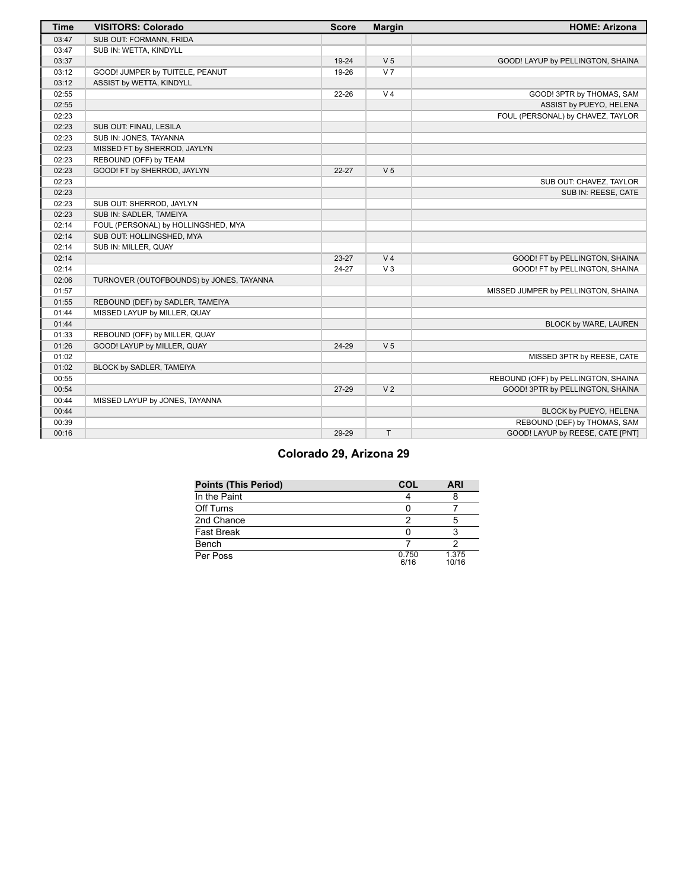| Time | VISITORS: Colorado | Score | Margin | HOME: Arizona |
| --- | --- | --- | --- | --- |
| 03:47 | SUB OUT: FORMANN, FRIDA | | | |
| 03:47 | SUB IN: WETTA, KINDYLL | | | |
| 03:37 | | 19-24 | V 5 | GOOD! LAYUP by PELLINGTON, SHAINA |
| 03:12 | GOOD! JUMPER by TUITELE, PEANUT | 19-26 | V 7 | |
| 03:12 | ASSIST by WETTA, KINDYLL | | | |
| 02:55 | | 22-26 | V 4 | GOOD! 3PTR by THOMAS, SAM |
| 02:55 | | | | ASSIST by PUEYO, HELENA |
| 02:23 | | | | FOUL (PERSONAL) by CHAVEZ, TAYLOR |
| 02:23 | SUB OUT: FINAU, LESILA | | | |
| 02:23 | SUB IN: JONES, TAYANNA | | | |
| 02:23 | MISSED FT by SHERROD, JAYLYN | | | |
| 02:23 | REBOUND (OFF) by TEAM | | | |
| 02:23 | GOOD! FT by SHERROD, JAYLYN | 22-27 | V 5 | |
| 02:23 | | | | SUB OUT: CHAVEZ, TAYLOR |
| 02:23 | | | | SUB IN: REESE, CATE |
| 02:23 | SUB OUT: SHERROD, JAYLYN | | | |
| 02:23 | SUB IN: SADLER, TAMEIYA | | | |
| 02:14 | FOUL (PERSONAL) by HOLLINGSHED, MYA | | | |
| 02:14 | SUB OUT: HOLLINGSHED, MYA | | | |
| 02:14 | SUB IN: MILLER, QUAY | | | |
| 02:14 | | 23-27 | V 4 | GOOD! FT by PELLINGTON, SHAINA |
| 02:14 | | 24-27 | V 3 | GOOD! FT by PELLINGTON, SHAINA |
| 02:06 | TURNOVER (OUTOFBOUNDS) by JONES, TAYANNA | | | |
| 01:57 | | | | MISSED JUMPER by PELLINGTON, SHAINA |
| 01:55 | REBOUND (DEF) by SADLER, TAMEIYA | | | |
| 01:44 | MISSED LAYUP by MILLER, QUAY | | | |
| 01:44 | | | | BLOCK by WARE, LAUREN |
| 01:33 | REBOUND (OFF) by MILLER, QUAY | | | |
| 01:26 | GOOD! LAYUP by MILLER, QUAY | 24-29 | V 5 | |
| 01:02 | | | | MISSED 3PTR by REESE, CATE |
| 01:02 | BLOCK by SADLER, TAMEIYA | | | |
| 00:55 | | | | REBOUND (OFF) by PELLINGTON, SHAINA |
| 00:54 | | 27-29 | V 2 | GOOD! 3PTR by PELLINGTON, SHAINA |
| 00:44 | MISSED LAYUP by JONES, TAYANNA | | | |
| 00:44 | | | | BLOCK by PUEYO, HELENA |
| 00:39 | | | | REBOUND (DEF) by THOMAS, SAM |
| 00:16 | | 29-29 | T | GOOD! LAYUP by REESE, CATE [PNT] |

## Colorado 29, Arizona 29

| Points (This Period) | COL | ARI |
| --- | --- | --- |
| In the Paint | 4 | 8 |
| Off Turns | 0 | 7 |
| 2nd Chance | 2 | 5 |
| Fast Break | 0 | 3 |
| Bench | 7 | 2 |
| Per Poss | 0.750 6/16 | 1.375 10/16 |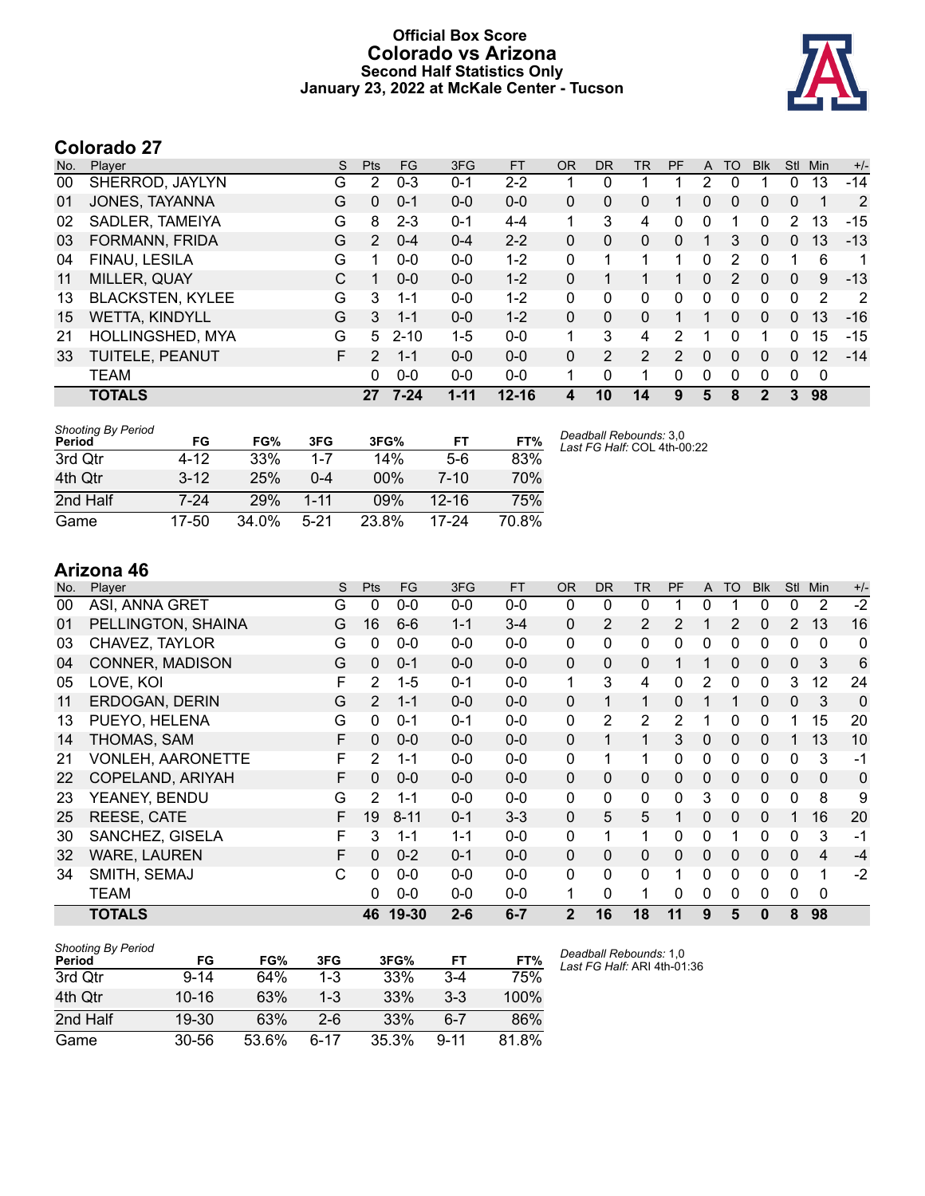# Official Box Score
## Colorado vs Arizona
### Second Half Statistics Only
### January 23, 2022 at McKale Center - Tucson

## Colorado 27

| No. | Player | S | Pts | FG | 3FG | FT | OR | DR | TR | PF | A | TO | Blk | Stl | Min | +/- |
|---|---|---|---|---|---|---|---|---|---|---|---|---|---|---|---|---|
| 00 | SHERROD, JAYLYN | G | 2 | 0-3 | 0-1 | 2-2 | 1 | 0 | 1 | 1 | 2 | 0 | 1 | 0 | 13 | -14 |
| 01 | JONES, TAYANNA | G | 0 | 0-1 | 0-0 | 0-0 | 0 | 0 | 0 | 1 | 0 | 0 | 0 | 0 | 1 | 2 |
| 02 | SADLER, TAMEIYA | G | 8 | 2-3 | 0-1 | 4-4 | 1 | 3 | 4 | 0 | 0 | 1 | 0 | 2 | 13 | -15 |
| 03 | FORMANN, FRIDA | G | 2 | 0-4 | 0-4 | 2-2 | 0 | 0 | 0 | 0 | 1 | 3 | 0 | 0 | 13 | -13 |
| 04 | FINAU, LESILA | G | 1 | 0-0 | 0-0 | 1-2 | 0 | 1 | 1 | 1 | 0 | 2 | 0 | 1 | 6 | 1 |
| 11 | MILLER, QUAY | C | 1 | 0-0 | 0-0 | 1-2 | 0 | 1 | 1 | 1 | 0 | 2 | 0 | 0 | 9 | -13 |
| 13 | BLACKSTEN, KYLEE | G | 3 | 1-1 | 0-0 | 1-2 | 0 | 0 | 0 | 0 | 0 | 0 | 0 | 0 | 2 | 2 |
| 15 | WETTA, KINDYLL | G | 3 | 1-1 | 0-0 | 1-2 | 0 | 0 | 0 | 1 | 1 | 0 | 0 | 0 | 13 | -16 |
| 21 | HOLLINGSHED, MYA | G | 5 | 2-10 | 1-5 | 0-0 | 1 | 3 | 4 | 2 | 1 | 0 | 1 | 0 | 15 | -15 |
| 33 | TUITELE, PEANUT | F | 2 | 1-1 | 0-0 | 0-0 | 0 | 2 | 2 | 2 | 0 | 0 | 0 | 0 | 12 | -14 |
| | TEAM | | 0 | 0-0 | 0-0 | 0-0 | 1 | 0 | 1 | 0 | 0 | 0 | 0 | 0 | 0 | |
| | **TOTALS** | | **27** | **7-24** | **1-11** | **12-16** | **4** | **10** | **14** | **9** | **5** | **8** | **2** | **3** | **98** | |

*Shooting By Period*

| Period | FG | FG% | 3FG | 3FG% | FT | FT% |
|---|---|---|---|---|---|---|
| 3rd Qtr | 4-12 | 33% | 1-7 | 14% | 5-6 | 83% |
| 4th Qtr | 3-12 | 25% | 0-4 | 00% | 7-10 | 70% |
| 2nd Half | 7-24 | 29% | 1-11 | 09% | 12-16 | 75% |
| Game | 17-50 | 34.0% | 5-21 | 23.8% | 17-24 | 70.8% |

*Deadball Rebounds:* 3,0
*Last FG Half:* COL 4th-00:22

## Arizona 46

| No. | Player | S | Pts | FG | 3FG | FT | OR | DR | TR | PF | A | TO | Blk | Stl | Min | +/- |
|---|---|---|---|---|---|---|---|---|---|---|---|---|---|---|---|---|
| 00 | ASI, ANNA GRET | G | 0 | 0-0 | 0-0 | 0-0 | 0 | 0 | 0 | 1 | 0 | 1 | 0 | 0 | 2 | -2 |
| 01 | PELLINGTON, SHAINA | G | 16 | 6-6 | 1-1 | 3-4 | 0 | 2 | 2 | 2 | 1 | 2 | 0 | 2 | 13 | 16 |
| 03 | CHAVEZ, TAYLOR | G | 0 | 0-0 | 0-0 | 0-0 | 0 | 0 | 0 | 0 | 0 | 0 | 0 | 0 | 0 | 0 |
| 04 | CONNER, MADISON | G | 0 | 0-1 | 0-0 | 0-0 | 0 | 0 | 0 | 1 | 1 | 0 | 0 | 0 | 3 | 6 |
| 05 | LOVE, KOI | F | 2 | 1-5 | 0-1 | 0-0 | 1 | 3 | 4 | 0 | 2 | 0 | 0 | 3 | 12 | 24 |
| 11 | ERDOGAN, DERIN | G | 2 | 1-1 | 0-0 | 0-0 | 0 | 1 | 1 | 0 | 1 | 1 | 0 | 0 | 3 | 0 |
| 13 | PUEYO, HELENA | G | 0 | 0-1 | 0-1 | 0-0 | 0 | 2 | 2 | 2 | 1 | 0 | 0 | 1 | 15 | 20 |
| 14 | THOMAS, SAM | F | 0 | 0-0 | 0-0 | 0-0 | 0 | 1 | 1 | 3 | 0 | 0 | 0 | 1 | 13 | 10 |
| 21 | VONLEH, AARONETTE | F | 2 | 1-1 | 0-0 | 0-0 | 0 | 1 | 1 | 0 | 0 | 0 | 0 | 0 | 3 | -1 |
| 22 | COPELAND, ARIYAH | F | 0 | 0-0 | 0-0 | 0-0 | 0 | 0 | 0 | 0 | 0 | 0 | 0 | 0 | 0 | 0 |
| 23 | YEANEY, BENDU | G | 2 | 1-1 | 0-0 | 0-0 | 0 | 0 | 0 | 0 | 3 | 0 | 0 | 0 | 8 | 9 |
| 25 | REESE, CATE | F | 19 | 8-11 | 0-1 | 3-3 | 0 | 5 | 5 | 1 | 0 | 0 | 0 | 1 | 16 | 20 |
| 30 | SANCHEZ, GISELA | F | 3 | 1-1 | 1-1 | 0-0 | 0 | 1 | 1 | 0 | 0 | 1 | 0 | 0 | 3 | -1 |
| 32 | WARE, LAUREN | F | 0 | 0-2 | 0-1 | 0-0 | 0 | 0 | 0 | 0 | 0 | 0 | 0 | 0 | 4 | -4 |
| 34 | SMITH, SEMAJ | C | 0 | 0-0 | 0-0 | 0-0 | 0 | 0 | 0 | 1 | 0 | 0 | 0 | 0 | 1 | -2 |
| | TEAM | | 0 | 0-0 | 0-0 | 0-0 | 1 | 0 | 1 | 0 | 0 | 0 | 0 | 0 | 0 | |
| | **TOTALS** | | **46** | **19-30** | **2-6** | **6-7** | **2** | **16** | **18** | **11** | **9** | **5** | **0** | **8** | **98** | |

*Shooting By Period*

| Period | FG | FG% | 3FG | 3FG% | FT | FT% |
|---|---|---|---|---|---|---|
| 3rd Qtr | 9-14 | 64% | 1-3 | 33% | 3-4 | 75% |
| 4th Qtr | 10-16 | 63% | 1-3 | 33% | 3-3 | 100% |
| 2nd Half | 19-30 | 63% | 2-6 | 33% | 6-7 | 86% |
| Game | 30-56 | 53.6% | 6-17 | 35.3% | 9-11 | 81.8% |

*Deadball Rebounds:* 1,0
*Last FG Half:* ARI 4th-01:36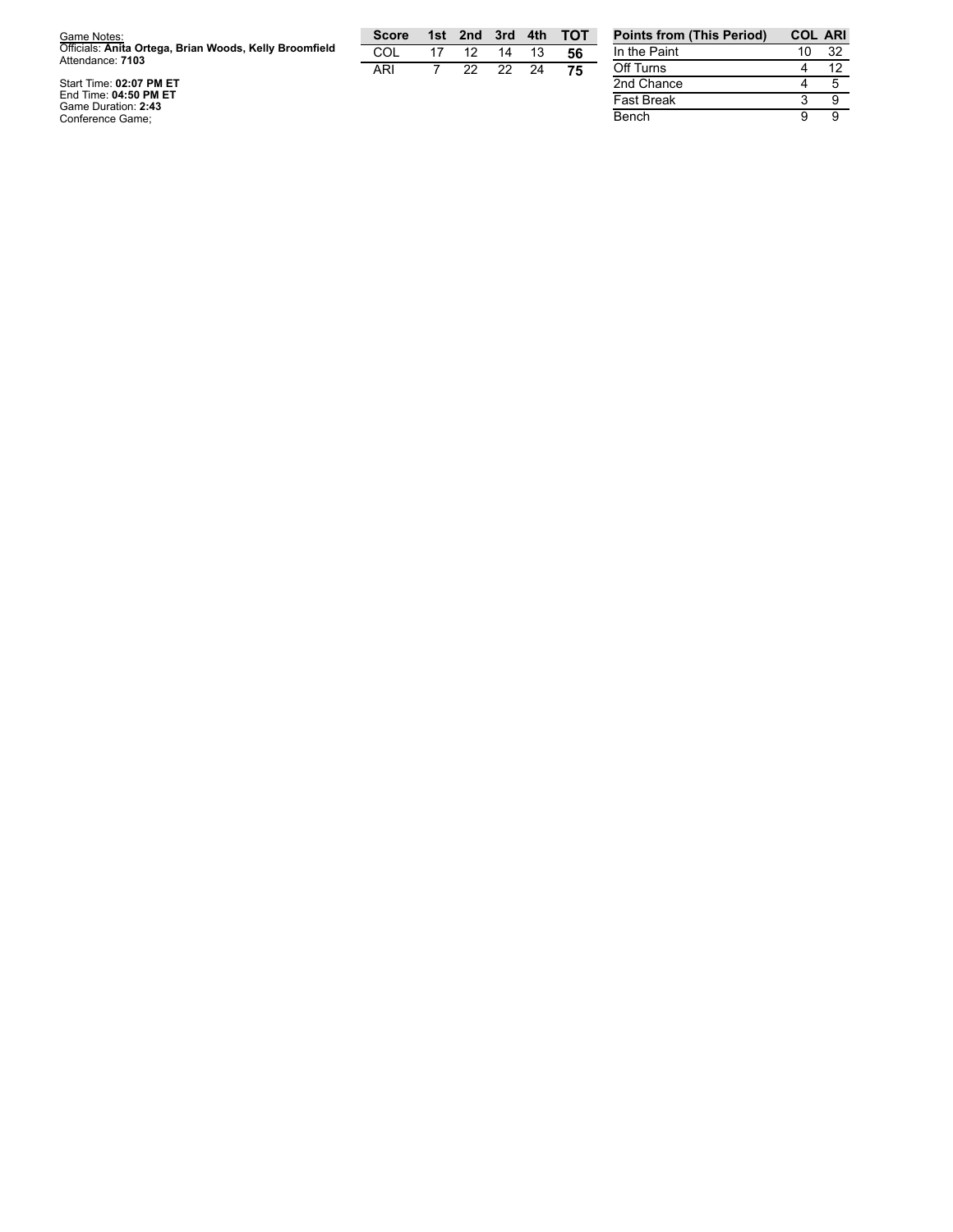Game Notes:
Officials: **Anita Ortega, Brian Woods, Kelly Broomfield**
Attendance: **7103**

Start Time: **02:07 PM ET**
End Time: **04:50 PM ET**
Game Duration: **2:43**
Conference Game;

| Score | 1st | 2nd | 3rd | 4th | TOT |
|---|---|---|---|---|---|
| COL | 17 | 12 | 14 | 13 | **56** |
| ARI | 7 | 22 | 22 | 24 | **75** |

| Points from (This Period) | COL | ARI |
|---|---|---|
| In the Paint | 10 | 32 |
| Off Turns | 4 | 12 |
| 2nd Chance | 4 | 5 |
| Fast Break | 3 | 9 |
| Bench | 9 | 9 |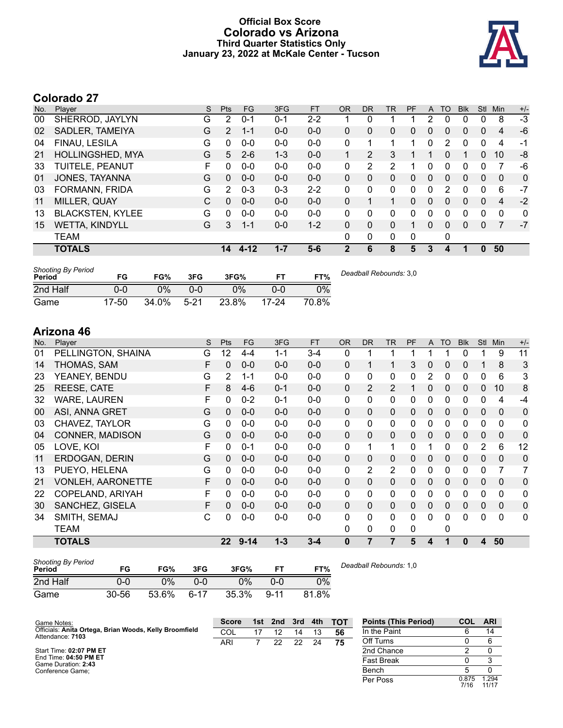# Official Box Score
## Colorado vs Arizona
### Third Quarter Statistics Only
### January 23, 2022 at McKale Center - Tucson

## Colorado 27

| No. | Player | S | Pts | FG | 3FG | FT | OR | DR | TR | PF | A | TO | Blk | Stl | Min | +/- |
|---|---|---|---|---|---|---|---|---|---|---|---|---|---|---|---|---|
| 00 | SHERROD, JAYLYN | G | 2 | 0-1 | 0-1 | 2-2 | 1 | 0 | 1 | 1 | 2 | 0 | 0 | 0 | 8 | -3 |
| 02 | SADLER, TAMEIYA | G | 2 | 1-1 | 0-0 | 0-0 | 0 | 0 | 0 | 0 | 0 | 0 | 0 | 0 | 4 | -6 |
| 04 | FINAU, LESILA | G | 0 | 0-0 | 0-0 | 0-0 | 0 | 1 | 1 | 1 | 0 | 2 | 0 | 0 | 4 | -1 |
| 21 | HOLLINGSHED, MYA | G | 5 | 2-6 | 1-3 | 0-0 | 1 | 2 | 3 | 1 | 1 | 0 | 1 | 0 | 10 | -8 |
| 33 | TUITELE, PEANUT | F | 0 | 0-0 | 0-0 | 0-0 | 0 | 2 | 2 | 1 | 0 | 0 | 0 | 0 | 7 | -6 |
| 01 | JONES, TAYANNA | G | 0 | 0-0 | 0-0 | 0-0 | 0 | 0 | 0 | 0 | 0 | 0 | 0 | 0 | 0 | 0 |
| 03 | FORMANN, FRIDA | G | 2 | 0-3 | 0-3 | 2-2 | 0 | 0 | 0 | 0 | 0 | 2 | 0 | 0 | 6 | -7 |
| 11 | MILLER, QUAY | C | 0 | 0-0 | 0-0 | 0-0 | 0 | 1 | 1 | 0 | 0 | 0 | 0 | 0 | 4 | -2 |
| 13 | BLACKSTEN, KYLEE | G | 0 | 0-0 | 0-0 | 0-0 | 0 | 0 | 0 | 0 | 0 | 0 | 0 | 0 | 0 | 0 |
| 15 | WETTA, KINDYLL | G | 3 | 1-1 | 0-0 | 1-2 | 0 | 0 | 0 | 1 | 0 | 0 | 0 | 0 | 7 | -7 |
| | TEAM | | | | | | 0 | 0 | 0 | 0 | | 0 | | | | |
| | **TOTALS** | | **14** | **4-12** | **1-7** | **5-6** | **2** | **6** | **8** | **5** | **3** | **4** | **1** | **0** | **50** | |

*Shooting By Period*

| Period | FG | FG% | 3FG | 3FG% | FT | FT% |
|---|---|---|---|---|---|---|
| 2nd Half | 0-0 | 0% | 0-0 | 0% | 0-0 | 0% |
| Game | 17-50 | 34.0% | 5-21 | 23.8% | 17-24 | 70.8% |

*Deadball Rebounds:* 3,0

## Arizona 46

| No. | Player | S | Pts | FG | 3FG | FT | OR | DR | TR | PF | A | TO | Blk | Stl | Min | +/- |
|---|---|---|---|---|---|---|---|---|---|---|---|---|---|---|---|---|
| 01 | PELLINGTON, SHAINA | G | 12 | 4-4 | 1-1 | 3-4 | 0 | 1 | 1 | 1 | 1 | 1 | 0 | 1 | 9 | 11 |
| 14 | THOMAS, SAM | F | 0 | 0-0 | 0-0 | 0-0 | 0 | 1 | 1 | 3 | 0 | 0 | 0 | 1 | 8 | 3 |
| 23 | YEANEY, BENDU | G | 2 | 1-1 | 0-0 | 0-0 | 0 | 0 | 0 | 0 | 2 | 0 | 0 | 0 | 6 | 3 |
| 25 | REESE, CATE | F | 8 | 4-6 | 0-1 | 0-0 | 0 | 2 | 2 | 1 | 0 | 0 | 0 | 0 | 10 | 8 |
| 32 | WARE, LAUREN | F | 0 | 0-2 | 0-1 | 0-0 | 0 | 0 | 0 | 0 | 0 | 0 | 0 | 0 | 4 | -4 |
| 00 | ASI, ANNA GRET | G | 0 | 0-0 | 0-0 | 0-0 | 0 | 0 | 0 | 0 | 0 | 0 | 0 | 0 | 0 | 0 |
| 03 | CHAVEZ, TAYLOR | G | 0 | 0-0 | 0-0 | 0-0 | 0 | 0 | 0 | 0 | 0 | 0 | 0 | 0 | 0 | 0 |
| 04 | CONNER, MADISON | G | 0 | 0-0 | 0-0 | 0-0 | 0 | 0 | 0 | 0 | 0 | 0 | 0 | 0 | 0 | 0 |
| 05 | LOVE, KOI | F | 0 | 0-1 | 0-0 | 0-0 | 0 | 1 | 1 | 0 | 1 | 0 | 0 | 2 | 6 | 12 |
| 11 | ERDOGAN, DERIN | G | 0 | 0-0 | 0-0 | 0-0 | 0 | 0 | 0 | 0 | 0 | 0 | 0 | 0 | 0 | 0 |
| 13 | PUEYO, HELENA | G | 0 | 0-0 | 0-0 | 0-0 | 0 | 2 | 2 | 0 | 0 | 0 | 0 | 0 | 7 | 7 |
| 21 | VONLEH, AARONETTE | F | 0 | 0-0 | 0-0 | 0-0 | 0 | 0 | 0 | 0 | 0 | 0 | 0 | 0 | 0 | 0 |
| 22 | COPELAND, ARIYAH | F | 0 | 0-0 | 0-0 | 0-0 | 0 | 0 | 0 | 0 | 0 | 0 | 0 | 0 | 0 | 0 |
| 30 | SANCHEZ, GISELA | F | 0 | 0-0 | 0-0 | 0-0 | 0 | 0 | 0 | 0 | 0 | 0 | 0 | 0 | 0 | 0 |
| 34 | SMITH, SEMAJ | C | 0 | 0-0 | 0-0 | 0-0 | 0 | 0 | 0 | 0 | 0 | 0 | 0 | 0 | 0 | 0 |
| | TEAM | | | | | | 0 | 0 | 0 | 0 | | 0 | | | | |
| | **TOTALS** | | **22** | **9-14** | **1-3** | **3-4** | **0** | **7** | **7** | **5** | **4** | **1** | **0** | **4** | **50** | |

*Shooting By Period*

| Period | FG | FG% | 3FG | 3FG% | FT | FT% |
|---|---|---|---|---|---|---|
| 2nd Half | 0-0 | 0% | 0-0 | 0% | 0-0 | 0% |
| Game | 30-56 | 53.6% | 6-17 | 35.3% | 9-11 | 81.8% |

*Deadball Rebounds:* 1,0

Game Notes:
Officials: **Anita Ortega, Brian Woods, Kelly Broomfield**
Attendance: **7103**

Start Time: **02:07 PM ET**
End Time: **04:50 PM ET**
Game Duration: **2:43**
Conference Game;

| Score | 1st | 2nd | 3rd | 4th | TOT |
|---|---|---|---|---|---|
| COL | 17 | 12 | 14 | 13 | **56** |
| ARI | 7 | 22 | 22 | 24 | **75** |

| Points (This Period) | COL | ARI |
|---|---|---|
| In the Paint | 6 | 14 |
| Off Turns | 0 | 6 |
| 2nd Chance | 2 | 0 |
| Fast Break | 0 | 3 |
| Bench | 5 | 0 |
| Per Poss | 0.875 7/16 | 1.294 11/17 |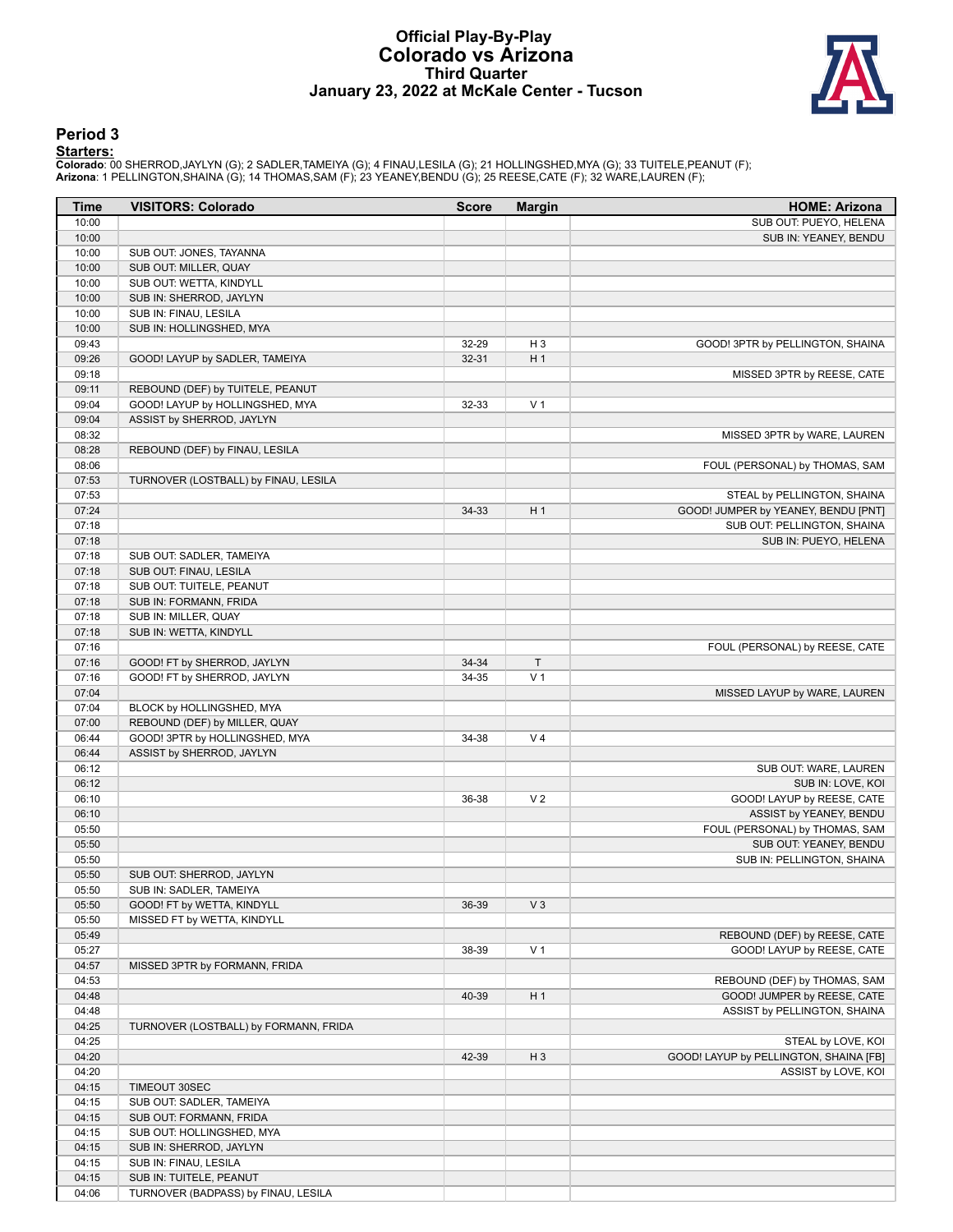# Official Play-By-Play
## Colorado vs Arizona
### Third Quarter
### January 23, 2022 at McKale Center - Tucson

## Period 3

**Starters:**

**Colorado**: 00 SHERROD,JAYLYN (G); 2 SADLER,TAMEIYA (G); 4 FINAU,LESILA (G); 21 HOLLINGSHED,MYA (G); 33 TUITELE,PEANUT (F);
**Arizona**: 1 PELLINGTON,SHAINA (G); 14 THOMAS,SAM (F); 23 YEANEY,BENDU (G); 25 REESE,CATE (F); 32 WARE,LAUREN (F);

| Time | VISITORS: Colorado | Score | Margin | HOME: Arizona |
|---|---|---|---|---|
| 10:00 | | | | SUB OUT: PUEYO, HELENA |
| 10:00 | | | | SUB IN: YEANEY, BENDU |
| 10:00 | SUB OUT: JONES, TAYANNA | | | |
| 10:00 | SUB OUT: MILLER, QUAY | | | |
| 10:00 | SUB OUT: WETTA, KINDYLL | | | |
| 10:00 | SUB IN: SHERROD, JAYLYN | | | |
| 10:00 | SUB IN: FINAU, LESILA | | | |
| 10:00 | SUB IN: HOLLINGSHED, MYA | | | |
| 09:43 | | 32-29 | H 3 | GOOD! 3PTR by PELLINGTON, SHAINA |
| 09:26 | GOOD! LAYUP by SADLER, TAMEIYA | 32-31 | H 1 | |
| 09:18 | | | | MISSED 3PTR by REESE, CATE |
| 09:11 | REBOUND (DEF) by TUITELE, PEANUT | | | |
| 09:04 | GOOD! LAYUP by HOLLINGSHED, MYA | 32-33 | V 1 | |
| 09:04 | ASSIST by SHERROD, JAYLYN | | | |
| 08:32 | | | | MISSED 3PTR by WARE, LAUREN |
| 08:28 | REBOUND (DEF) by FINAU, LESILA | | | |
| 08:06 | | | | FOUL (PERSONAL) by THOMAS, SAM |
| 07:53 | TURNOVER (LOSTBALL) by FINAU, LESILA | | | |
| 07:53 | | | | STEAL by PELLINGTON, SHAINA |
| 07:24 | | 34-33 | H 1 | GOOD! JUMPER by YEANEY, BENDU [PNT] |
| 07:18 | | | | SUB OUT: PELLINGTON, SHAINA |
| 07:18 | | | | SUB IN: PUEYO, HELENA |
| 07:18 | SUB OUT: SADLER, TAMEIYA | | | |
| 07:18 | SUB OUT: FINAU, LESILA | | | |
| 07:18 | SUB OUT: TUITELE, PEANUT | | | |
| 07:18 | SUB IN: FORMANN, FRIDA | | | |
| 07:18 | SUB IN: MILLER, QUAY | | | |
| 07:18 | SUB IN: WETTA, KINDYLL | | | |
| 07:16 | | | | FOUL (PERSONAL) by REESE, CATE |
| 07:16 | GOOD! FT by SHERROD, JAYLYN | 34-34 | T | |
| 07:16 | GOOD! FT by SHERROD, JAYLYN | 34-35 | V 1 | |
| 07:04 | | | | MISSED LAYUP by WARE, LAUREN |
| 07:04 | BLOCK by HOLLINGSHED, MYA | | | |
| 07:00 | REBOUND (DEF) by MILLER, QUAY | | | |
| 06:44 | GOOD! 3PTR by HOLLINGSHED, MYA | 34-38 | V 4 | |
| 06:44 | ASSIST by SHERROD, JAYLYN | | | |
| 06:12 | | | | SUB OUT: WARE, LAUREN |
| 06:12 | | | | SUB IN: LOVE, KOI |
| 06:10 | | 36-38 | V 2 | GOOD! LAYUP by REESE, CATE |
| 06:10 | | | | ASSIST by YEANEY, BENDU |
| 05:50 | | | | FOUL (PERSONAL) by THOMAS, SAM |
| 05:50 | | | | SUB OUT: YEANEY, BENDU |
| 05:50 | | | | SUB IN: PELLINGTON, SHAINA |
| 05:50 | SUB OUT: SHERROD, JAYLYN | | | |
| 05:50 | SUB IN: SADLER, TAMEIYA | | | |
| 05:50 | GOOD! FT by WETTA, KINDYLL | 36-39 | V 3 | |
| 05:50 | MISSED FT by WETTA, KINDYLL | | | |
| 05:49 | | | | REBOUND (DEF) by REESE, CATE |
| 05:27 | | 38-39 | V 1 | GOOD! LAYUP by REESE, CATE |
| 04:57 | MISSED 3PTR by FORMANN, FRIDA | | | |
| 04:53 | | | | REBOUND (DEF) by THOMAS, SAM |
| 04:48 | | 40-39 | H 1 | GOOD! JUMPER by REESE, CATE |
| 04:48 | | | | ASSIST by PELLINGTON, SHAINA |
| 04:25 | TURNOVER (LOSTBALL) by FORMANN, FRIDA | | | |
| 04:25 | | | | STEAL by LOVE, KOI |
| 04:20 | | 42-39 | H 3 | GOOD! LAYUP by PELLINGTON, SHAINA [FB] |
| 04:20 | | | | ASSIST by LOVE, KOI |
| 04:15 | TIMEOUT 30SEC | | | |
| 04:15 | SUB OUT: SADLER, TAMEIYA | | | |
| 04:15 | SUB OUT: FORMANN, FRIDA | | | |
| 04:15 | SUB OUT: HOLLINGSHED, MYA | | | |
| 04:15 | SUB IN: SHERROD, JAYLYN | | | |
| 04:15 | SUB IN: FINAU, LESILA | | | |
| 04:15 | SUB IN: TUITELE, PEANUT | | | |
| 04:06 | TURNOVER (BADPASS) by FINAU, LESILA | | | |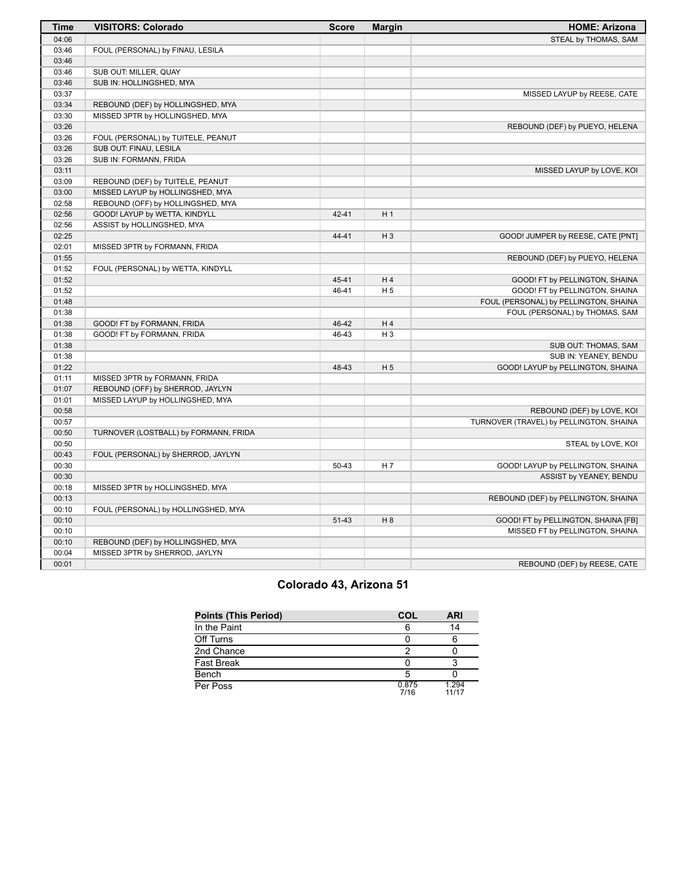| Time | VISITORS: Colorado | Score | Margin | HOME: Arizona |
|---|---|---|---|---|
| 04:06 | | | | STEAL by THOMAS, SAM |
| 03:46 | FOUL (PERSONAL) by FINAU, LESILA | | | |
| 03:46 | | | | |
| 03:46 | SUB OUT: MILLER, QUAY | | | |
| 03:46 | SUB IN: HOLLINGSHED, MYA | | | |
| 03:37 | | | | MISSED LAYUP by REESE, CATE |
| 03:34 | REBOUND (DEF) by HOLLINGSHED, MYA | | | |
| 03:30 | MISSED 3PTR by HOLLINGSHED, MYA | | | |
| 03:26 | | | | REBOUND (DEF) by PUEYO, HELENA |
| 03:26 | FOUL (PERSONAL) by TUITELE, PEANUT | | | |
| 03:26 | SUB OUT: FINAU, LESILA | | | |
| 03:26 | SUB IN: FORMANN, FRIDA | | | |
| 03:11 | | | | MISSED LAYUP by LOVE, KOI |
| 03:09 | REBOUND (DEF) by TUITELE, PEANUT | | | |
| 03:00 | MISSED LAYUP by HOLLINGSHED, MYA | | | |
| 02:58 | REBOUND (OFF) by HOLLINGSHED, MYA | | | |
| 02:56 | GOOD! LAYUP by WETTA, KINDYLL | 42-41 | H 1 | |
| 02:56 | ASSIST by HOLLINGSHED, MYA | | | |
| 02:25 | | 44-41 | H 3 | GOOD! JUMPER by REESE, CATE [PNT] |
| 02:01 | MISSED 3PTR by FORMANN, FRIDA | | | |
| 01:55 | | | | REBOUND (DEF) by PUEYO, HELENA |
| 01:52 | FOUL (PERSONAL) by WETTA, KINDYLL | | | |
| 01:52 | | 45-41 | H 4 | GOOD! FT by PELLINGTON, SHAINA |
| 01:52 | | 46-41 | H 5 | GOOD! FT by PELLINGTON, SHAINA |
| 01:48 | | | | FOUL (PERSONAL) by PELLINGTON, SHAINA |
| 01:38 | | | | FOUL (PERSONAL) by THOMAS, SAM |
| 01:38 | GOOD! FT by FORMANN, FRIDA | 46-42 | H 4 | |
| 01:38 | GOOD! FT by FORMANN, FRIDA | 46-43 | H 3 | |
| 01:38 | | | | SUB OUT: THOMAS, SAM |
| 01:38 | | | | SUB IN: YEANEY, BENDU |
| 01:22 | | 48-43 | H 5 | GOOD! LAYUP by PELLINGTON, SHAINA |
| 01:11 | MISSED 3PTR by FORMANN, FRIDA | | | |
| 01:07 | REBOUND (OFF) by SHERROD, JAYLYN | | | |
| 01:01 | MISSED LAYUP by HOLLINGSHED, MYA | | | |
| 00:58 | | | | REBOUND (DEF) by LOVE, KOI |
| 00:57 | | | | TURNOVER (TRAVEL) by PELLINGTON, SHAINA |
| 00:50 | TURNOVER (LOSTBALL) by FORMANN, FRIDA | | | |
| 00:50 | | | | STEAL by LOVE, KOI |
| 00:43 | FOUL (PERSONAL) by SHERROD, JAYLYN | | | |
| 00:30 | | 50-43 | H 7 | GOOD! LAYUP by PELLINGTON, SHAINA |
| 00:30 | | | | ASSIST by YEANEY, BENDU |
| 00:18 | MISSED 3PTR by HOLLINGSHED, MYA | | | |
| 00:13 | | | | REBOUND (DEF) by PELLINGTON, SHAINA |
| 00:10 | FOUL (PERSONAL) by HOLLINGSHED, MYA | | | |
| 00:10 | | 51-43 | H 8 | GOOD! FT by PELLINGTON, SHAINA [FB] |
| 00:10 | | | | MISSED FT by PELLINGTON, SHAINA |
| 00:10 | REBOUND (DEF) by HOLLINGSHED, MYA | | | |
| 00:04 | MISSED 3PTR by SHERROD, JAYLYN | | | |
| 00:01 | | | | REBOUND (DEF) by REESE, CATE |

## Colorado 43, Arizona 51

| Points (This Period) | COL | ARI |
|---|---|---|
| In the Paint | 6 | 14 |
| Off Turns | 0 | 6 |
| 2nd Chance | 2 | 0 |
| Fast Break | 0 | 3 |
| Bench | 5 | 0 |
| Per Poss | 0.875 7/16 | 1.294 11/17 |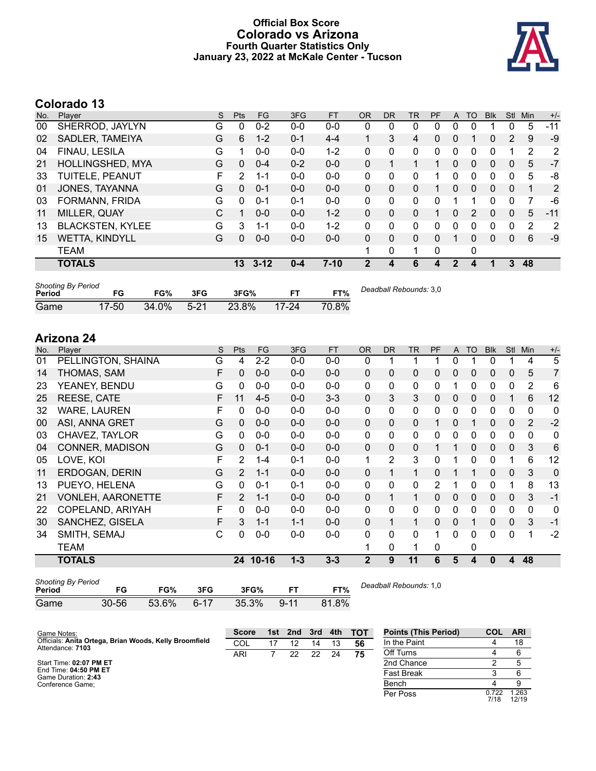# Official Box Score
## Colorado vs Arizona
### Fourth Quarter Statistics Only
### January 23, 2022 at McKale Center - Tucson

## Colorado 13

| No. | Player | S | Pts | FG | 3FG | FT | OR | DR | TR | PF | A | TO | Blk | Stl | Min | +/- |
|---|---|---|---|---|---|---|---|---|---|---|---|---|---|---|---|---|
| 00 | SHERROD, JAYLYN | G | 0 | 0-2 | 0-0 | 0-0 | 0 | 0 | 0 | 0 | 0 | 0 | 1 | 0 | 5 | -11 |
| 02 | SADLER, TAMEIYA | G | 6 | 1-2 | 0-1 | 4-4 | 1 | 3 | 4 | 0 | 0 | 1 | 0 | 2 | 9 | -9 |
| 04 | FINAU, LESILA | G | 1 | 0-0 | 0-0 | 1-2 | 0 | 0 | 0 | 0 | 0 | 0 | 0 | 1 | 2 | 2 |
| 21 | HOLLINGSHED, MYA | G | 0 | 0-4 | 0-2 | 0-0 | 0 | 1 | 1 | 1 | 0 | 0 | 0 | 0 | 5 | -7 |
| 33 | TUITELE, PEANUT | F | 2 | 1-1 | 0-0 | 0-0 | 0 | 0 | 0 | 1 | 0 | 0 | 0 | 0 | 5 | -8 |
| 01 | JONES, TAYANNA | G | 0 | 0-1 | 0-0 | 0-0 | 0 | 0 | 0 | 1 | 0 | 0 | 0 | 0 | 1 | 2 |
| 03 | FORMANN, FRIDA | G | 0 | 0-1 | 0-1 | 0-0 | 0 | 0 | 0 | 0 | 1 | 1 | 0 | 0 | 7 | -6 |
| 11 | MILLER, QUAY | C | 1 | 0-0 | 0-0 | 1-2 | 0 | 0 | 0 | 1 | 0 | 2 | 0 | 0 | 5 | -11 |
| 13 | BLACKSTEN, KYLEE | G | 3 | 1-1 | 0-0 | 1-2 | 0 | 0 | 0 | 0 | 0 | 0 | 0 | 0 | 2 | 2 |
| 15 | WETTA, KINDYLL | G | 0 | 0-0 | 0-0 | 0-0 | 0 | 0 | 0 | 0 | 1 | 0 | 0 | 0 | 6 | -9 |
| | TEAM | | | | | | 1 | 0 | 1 | 0 | | 0 | | | | |
| | **TOTALS** | | **13** | **3-12** | **0-4** | **7-10** | **2** | **4** | **6** | **4** | **2** | **4** | **1** | **3** | **48** | |

*Shooting By Period*

| Period | FG | FG% | 3FG | 3FG% | FT | FT% |
|---|---|---|---|---|---|---|
| Game | 17-50 | 34.0% | 5-21 | 23.8% | 17-24 | 70.8% |

*Deadball Rebounds:* 3,0

## Arizona 24

| No. | Player | S | Pts | FG | 3FG | FT | OR | DR | TR | PF | A | TO | Blk | Stl | Min | +/- |
|---|---|---|---|---|---|---|---|---|---|---|---|---|---|---|---|---|
| 01 | PELLINGTON, SHAINA | G | 4 | 2-2 | 0-0 | 0-0 | 0 | 1 | 1 | 1 | 0 | 1 | 0 | 1 | 4 | 5 |
| 14 | THOMAS, SAM | F | 0 | 0-0 | 0-0 | 0-0 | 0 | 0 | 0 | 0 | 0 | 0 | 0 | 0 | 5 | 7 |
| 23 | YEANEY, BENDU | G | 0 | 0-0 | 0-0 | 0-0 | 0 | 0 | 0 | 0 | 1 | 0 | 0 | 0 | 2 | 6 |
| 25 | REESE, CATE | F | 11 | 4-5 | 0-0 | 3-3 | 0 | 3 | 3 | 0 | 0 | 0 | 0 | 1 | 6 | 12 |
| 32 | WARE, LAUREN | F | 0 | 0-0 | 0-0 | 0-0 | 0 | 0 | 0 | 0 | 0 | 0 | 0 | 0 | 0 | 0 |
| 00 | ASI, ANNA GRET | G | 0 | 0-0 | 0-0 | 0-0 | 0 | 0 | 0 | 1 | 0 | 1 | 0 | 0 | 2 | -2 |
| 03 | CHAVEZ, TAYLOR | G | 0 | 0-0 | 0-0 | 0-0 | 0 | 0 | 0 | 0 | 0 | 0 | 0 | 0 | 0 | 0 |
| 04 | CONNER, MADISON | G | 0 | 0-1 | 0-0 | 0-0 | 0 | 0 | 0 | 1 | 1 | 0 | 0 | 0 | 3 | 6 |
| 05 | LOVE, KOI | F | 2 | 1-4 | 0-1 | 0-0 | 1 | 2 | 3 | 0 | 1 | 0 | 0 | 1 | 6 | 12 |
| 11 | ERDOGAN, DERIN | G | 2 | 1-1 | 0-0 | 0-0 | 0 | 1 | 1 | 0 | 1 | 1 | 0 | 0 | 3 | 0 |
| 13 | PUEYO, HELENA | G | 0 | 0-1 | 0-1 | 0-0 | 0 | 0 | 0 | 2 | 1 | 0 | 0 | 1 | 8 | 13 |
| 21 | VONLEH, AARONETTE | F | 2 | 1-1 | 0-0 | 0-0 | 0 | 1 | 1 | 0 | 0 | 0 | 0 | 0 | 3 | -1 |
| 22 | COPELAND, ARIYAH | F | 0 | 0-0 | 0-0 | 0-0 | 0 | 0 | 0 | 0 | 0 | 0 | 0 | 0 | 0 | 0 |
| 30 | SANCHEZ, GISELA | F | 3 | 1-1 | 1-1 | 0-0 | 0 | 1 | 1 | 0 | 0 | 1 | 0 | 0 | 3 | -1 |
| 34 | SMITH, SEMAJ | C | 0 | 0-0 | 0-0 | 0-0 | 0 | 0 | 0 | 1 | 0 | 0 | 0 | 0 | 1 | -2 |
| | TEAM | | | | | | 1 | 0 | 1 | 0 | | 0 | | | | |
| | **TOTALS** | | **24** | **10-16** | **1-3** | **3-3** | **2** | **9** | **11** | **6** | **5** | **4** | **0** | **4** | **48** | |

*Shooting By Period*

| Period | FG | FG% | 3FG | 3FG% | FT | FT% |
|---|---|---|---|---|---|---|
| Game | 30-56 | 53.6% | 6-17 | 35.3% | 9-11 | 81.8% |

*Deadball Rebounds:* 1,0

Game Notes:
Officials: **Anita Ortega, Brian Woods, Kelly Broomfield**
Attendance: **7103**

Start Time: **02:07 PM ET**
End Time: **04:50 PM ET**
Game Duration: **2:43**
Conference Game;

| Score | 1st | 2nd | 3rd | 4th | TOT |
|---|---|---|---|---|---|
| COL | 17 | 12 | 14 | 13 | 56 |
| ARI | 7 | 22 | 22 | 24 | 75 |

| Points (This Period) | COL | ARI |
|---|---|---|
| In the Paint | 4 | 18 |
| Off Turns | 4 | 6 |
| 2nd Chance | 2 | 5 |
| Fast Break | 3 | 6 |
| Bench | 4 | 9 |
| Per Poss | 0.722 7/18 | 1.263 12/19 |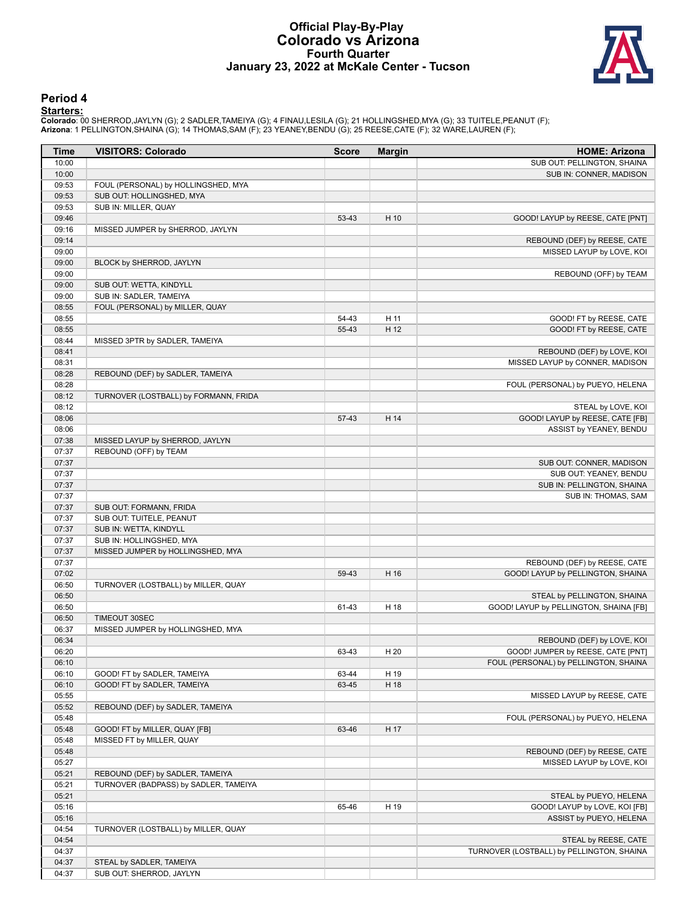# Official Play-By-Play
# Colorado vs Arizona
## Fourth Quarter
## January 23, 2022 at McKale Center - Tucson

### Period 4

**Starters:**

**Colorado**: 00 SHERROD,JAYLYN (G); 2 SADLER,TAMEIYA (G); 4 FINAU,LESILA (G); 21 HOLLINGSHED,MYA (G); 33 TUITELE,PEANUT (F);
**Arizona**: 1 PELLINGTON,SHAINA (G); 14 THOMAS,SAM (F); 23 YEANEY,BENDU (G); 25 REESE,CATE (F); 32 WARE,LAUREN (F);

| Time | VISITORS: Colorado | Score | Margin | HOME: Arizona |
|---|---|---|---|---|
| 10:00 | | | | SUB OUT: PELLINGTON, SHAINA |
| 10:00 | | | | SUB IN: CONNER, MADISON |
| 09:53 | FOUL (PERSONAL) by HOLLINGSHED, MYA | | | |
| 09:53 | SUB OUT: HOLLINGSHED, MYA | | | |
| 09:53 | SUB IN: MILLER, QUAY | | | |
| 09:46 | | 53-43 | H 10 | GOOD! LAYUP by REESE, CATE [PNT] |
| 09:16 | MISSED JUMPER by SHERROD, JAYLYN | | | |
| 09:14 | | | | REBOUND (DEF) by REESE, CATE |
| 09:00 | | | | MISSED LAYUP by LOVE, KOI |
| 09:00 | BLOCK by SHERROD, JAYLYN | | | |
| 09:00 | | | | REBOUND (OFF) by TEAM |
| 09:00 | SUB OUT: WETTA, KINDYLL | | | |
| 09:00 | SUB IN: SADLER, TAMEIYA | | | |
| 08:55 | FOUL (PERSONAL) by MILLER, QUAY | | | |
| 08:55 | | 54-43 | H 11 | GOOD! FT by REESE, CATE |
| 08:55 | | 55-43 | H 12 | GOOD! FT by REESE, CATE |
| 08:44 | MISSED 3PTR by SADLER, TAMEIYA | | | |
| 08:41 | | | | REBOUND (DEF) by LOVE, KOI |
| 08:31 | | | | MISSED LAYUP by CONNER, MADISON |
| 08:28 | REBOUND (DEF) by SADLER, TAMEIYA | | | |
| 08:28 | | | | FOUL (PERSONAL) by PUEYO, HELENA |
| 08:12 | TURNOVER (LOSTBALL) by FORMANN, FRIDA | | | |
| 08:12 | | | | STEAL by LOVE, KOI |
| 08:06 | | 57-43 | H 14 | GOOD! LAYUP by REESE, CATE [FB] |
| 08:06 | | | | ASSIST by YEANEY, BENDU |
| 07:38 | MISSED LAYUP by SHERROD, JAYLYN | | | |
| 07:37 | REBOUND (OFF) by TEAM | | | |
| 07:37 | | | | SUB OUT: CONNER, MADISON |
| 07:37 | | | | SUB OUT: YEANEY, BENDU |
| 07:37 | | | | SUB IN: PELLINGTON, SHAINA |
| 07:37 | | | | SUB IN: THOMAS, SAM |
| 07:37 | SUB OUT: FORMANN, FRIDA | | | |
| 07:37 | SUB OUT: TUITELE, PEANUT | | | |
| 07:37 | SUB IN: WETTA, KINDYLL | | | |
| 07:37 | SUB IN: HOLLINGSHED, MYA | | | |
| 07:37 | MISSED JUMPER by HOLLINGSHED, MYA | | | |
| 07:37 | | | | REBOUND (DEF) by REESE, CATE |
| 07:02 | | 59-43 | H 16 | GOOD! LAYUP by PELLINGTON, SHAINA |
| 06:50 | TURNOVER (LOSTBALL) by MILLER, QUAY | | | |
| 06:50 | | | | STEAL by PELLINGTON, SHAINA |
| 06:50 | | 61-43 | H 18 | GOOD! LAYUP by PELLINGTON, SHAINA [FB] |
| 06:50 | TIMEOUT 30SEC | | | |
| 06:37 | MISSED JUMPER by HOLLINGSHED, MYA | | | |
| 06:34 | | | | REBOUND (DEF) by LOVE, KOI |
| 06:20 | | 63-43 | H 20 | GOOD! JUMPER by REESE, CATE [PNT] |
| 06:10 | | | | FOUL (PERSONAL) by PELLINGTON, SHAINA |
| 06:10 | GOOD! FT by SADLER, TAMEIYA | 63-44 | H 19 | |
| 06:10 | GOOD! FT by SADLER, TAMEIYA | 63-45 | H 18 | |
| 05:55 | | | | MISSED LAYUP by REESE, CATE |
| 05:52 | REBOUND (DEF) by SADLER, TAMEIYA | | | |
| 05:48 | | | | FOUL (PERSONAL) by PUEYO, HELENA |
| 05:48 | GOOD! FT by MILLER, QUAY [FB] | 63-46 | H 17 | |
| 05:48 | MISSED FT by MILLER, QUAY | | | |
| 05:48 | | | | REBOUND (DEF) by REESE, CATE |
| 05:27 | | | | MISSED LAYUP by LOVE, KOI |
| 05:21 | REBOUND (DEF) by SADLER, TAMEIYA | | | |
| 05:21 | TURNOVER (BADPASS) by SADLER, TAMEIYA | | | |
| 05:21 | | | | STEAL by PUEYO, HELENA |
| 05:16 | | 65-46 | H 19 | GOOD! LAYUP by LOVE, KOI [FB] |
| 05:16 | | | | ASSIST by PUEYO, HELENA |
| 04:54 | TURNOVER (LOSTBALL) by MILLER, QUAY | | | |
| 04:54 | | | | STEAL by REESE, CATE |
| 04:37 | | | | TURNOVER (LOSTBALL) by PELLINGTON, SHAINA |
| 04:37 | STEAL by SADLER, TAMEIYA | | | |
| 04:37 | SUB OUT: SHERROD, JAYLYN | | | |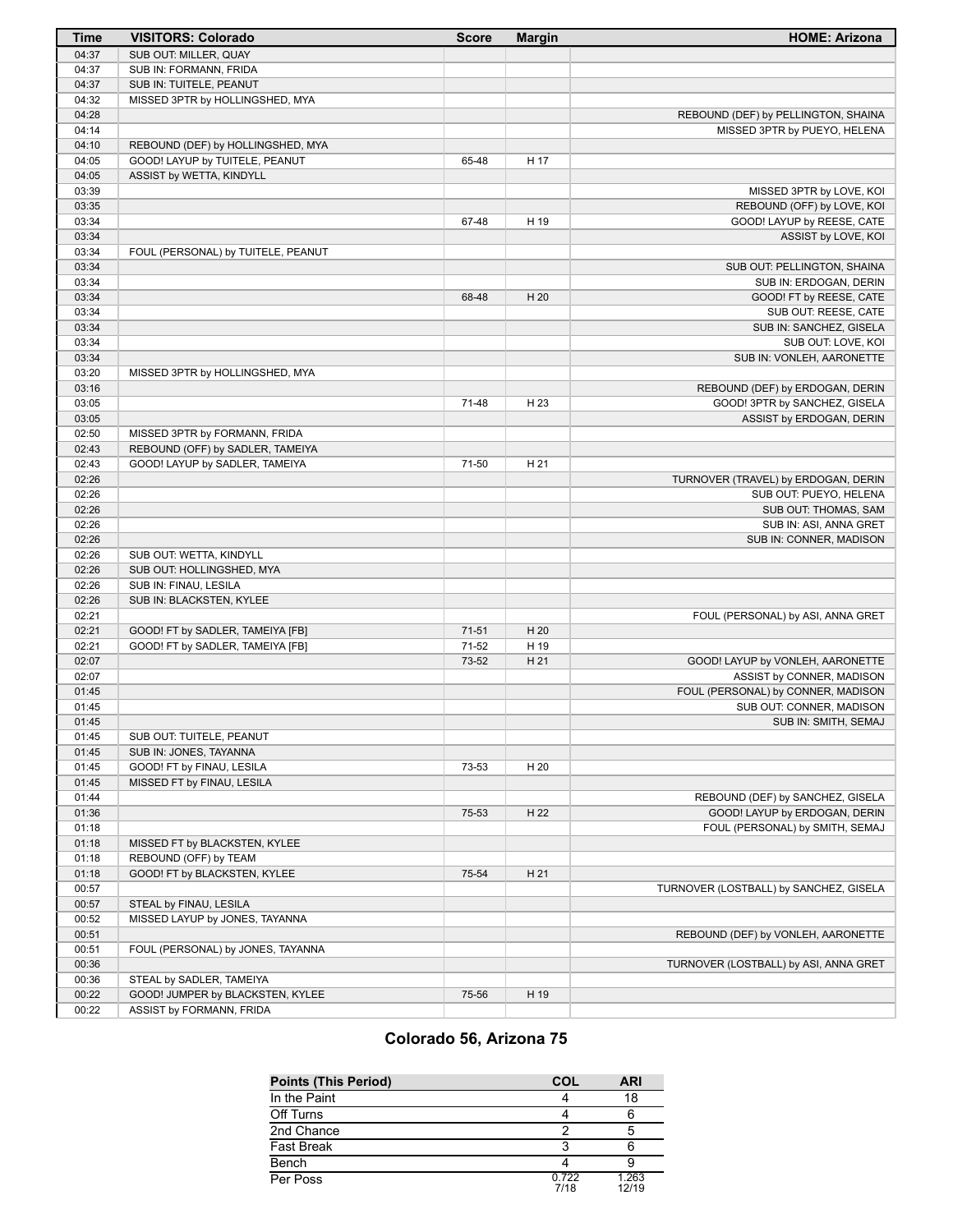| Time | VISITORS: Colorado | Score | Margin | HOME: Arizona |
| --- | --- | --- | --- | --- |
| 04:37 | SUB OUT: MILLER, QUAY | | | |
| 04:37 | SUB IN: FORMANN, FRIDA | | | |
| 04:37 | SUB IN: TUITELE, PEANUT | | | |
| 04:32 | MISSED 3PTR by HOLLINGSHED, MYA | | | |
| 04:28 | | | | REBOUND (DEF) by PELLINGTON, SHAINA |
| 04:14 | | | | MISSED 3PTR by PUEYO, HELENA |
| 04:10 | REBOUND (DEF) by HOLLINGSHED, MYA | | | |
| 04:05 | GOOD! LAYUP by TUITELE, PEANUT | 65-48 | H 17 | |
| 04:05 | ASSIST by WETTA, KINDYLL | | | |
| 03:39 | | | | MISSED 3PTR by LOVE, KOI |
| 03:35 | | | | REBOUND (OFF) by LOVE, KOI |
| 03:34 | | 67-48 | H 19 | GOOD! LAYUP by REESE, CATE |
| 03:34 | | | | ASSIST by LOVE, KOI |
| 03:34 | FOUL (PERSONAL) by TUITELE, PEANUT | | | |
| 03:34 | | | | SUB OUT: PELLINGTON, SHAINA |
| 03:34 | | | | SUB IN: ERDOGAN, DERIN |
| 03:34 | | 68-48 | H 20 | GOOD! FT by REESE, CATE |
| 03:34 | | | | SUB OUT: REESE, CATE |
| 03:34 | | | | SUB IN: SANCHEZ, GISELA |
| 03:34 | | | | SUB OUT: LOVE, KOI |
| 03:34 | | | | SUB IN: VONLEH, AARONETTE |
| 03:20 | MISSED 3PTR by HOLLINGSHED, MYA | | | |
| 03:16 | | | | REBOUND (DEF) by ERDOGAN, DERIN |
| 03:05 | | 71-48 | H 23 | GOOD! 3PTR by SANCHEZ, GISELA |
| 03:05 | | | | ASSIST by ERDOGAN, DERIN |
| 02:50 | MISSED 3PTR by FORMANN, FRIDA | | | |
| 02:43 | REBOUND (OFF) by SADLER, TAMEIYA | | | |
| 02:43 | GOOD! LAYUP by SADLER, TAMEIYA | 71-50 | H 21 | |
| 02:26 | | | | TURNOVER (TRAVEL) by ERDOGAN, DERIN |
| 02:26 | | | | SUB OUT: PUEYO, HELENA |
| 02:26 | | | | SUB OUT: THOMAS, SAM |
| 02:26 | | | | SUB IN: ASI, ANNA GRET |
| 02:26 | | | | SUB IN: CONNER, MADISON |
| 02:26 | SUB OUT: WETTA, KINDYLL | | | |
| 02:26 | SUB OUT: HOLLINGSHED, MYA | | | |
| 02:26 | SUB IN: FINAU, LESILA | | | |
| 02:26 | SUB IN: BLACKSTEN, KYLEE | | | |
| 02:21 | | | | FOUL (PERSONAL) by ASI, ANNA GRET |
| 02:21 | GOOD! FT by SADLER, TAMEIYA [FB] | 71-51 | H 20 | |
| 02:21 | GOOD! FT by SADLER, TAMEIYA [FB] | 71-52 | H 19 | |
| 02:07 | | 73-52 | H 21 | GOOD! LAYUP by VONLEH, AARONETTE |
| 02:07 | | | | ASSIST by CONNER, MADISON |
| 01:45 | | | | FOUL (PERSONAL) by CONNER, MADISON |
| 01:45 | | | | SUB OUT: CONNER, MADISON |
| 01:45 | | | | SUB IN: SMITH, SEMAJ |
| 01:45 | SUB OUT: TUITELE, PEANUT | | | |
| 01:45 | SUB IN: JONES, TAYANNA | | | |
| 01:45 | GOOD! FT by FINAU, LESILA | 73-53 | H 20 | |
| 01:45 | MISSED FT by FINAU, LESILA | | | |
| 01:44 | | | | REBOUND (DEF) by SANCHEZ, GISELA |
| 01:36 | | 75-53 | H 22 | GOOD! LAYUP by ERDOGAN, DERIN |
| 01:18 | | | | FOUL (PERSONAL) by SMITH, SEMAJ |
| 01:18 | MISSED FT by BLACKSTEN, KYLEE | | | |
| 01:18 | REBOUND (OFF) by TEAM | | | |
| 01:18 | GOOD! FT by BLACKSTEN, KYLEE | 75-54 | H 21 | |
| 00:57 | | | | TURNOVER (LOSTBALL) by SANCHEZ, GISELA |
| 00:57 | STEAL by FINAU, LESILA | | | |
| 00:52 | MISSED LAYUP by JONES, TAYANNA | | | |
| 00:51 | | | | REBOUND (DEF) by VONLEH, AARONETTE |
| 00:51 | FOUL (PERSONAL) by JONES, TAYANNA | | | |
| 00:36 | | | | TURNOVER (LOSTBALL) by ASI, ANNA GRET |
| 00:36 | STEAL by SADLER, TAMEIYA | | | |
| 00:22 | GOOD! JUMPER by BLACKSTEN, KYLEE | 75-56 | H 19 | |
| 00:22 | ASSIST by FORMANN, FRIDA | | | |

## Colorado 56, Arizona 75

| Points (This Period) | COL | ARI |
| --- | --- | --- |
| In the Paint | 4 | 18 |
| Off Turns | 4 | 6 |
| 2nd Chance | 2 | 5 |
| Fast Break | 3 | 6 |
| Bench | 4 | 9 |
| Per Poss | 0.722 7/18 | 1.263 12/19 |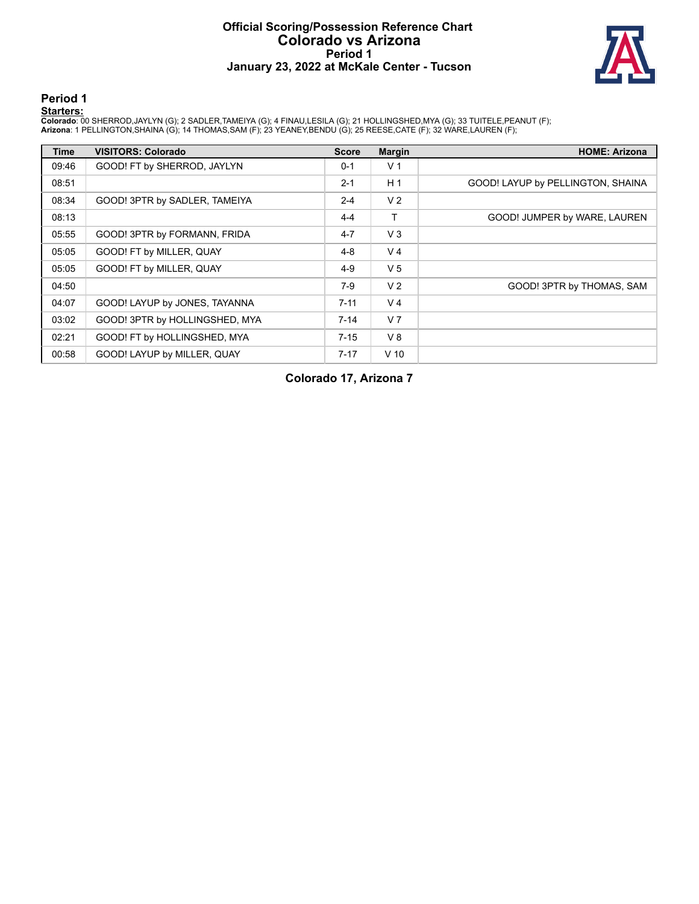# Official Scoring/Possession Reference Chart
# Colorado vs Arizona
## Period 1
## January 23, 2022 at McKale Center - Tucson

### Period 1

**Starters:**

**Colorado**: 00 SHERROD,JAYLYN (G); 2 SADLER,TAMEIYA (G); 4 FINAU,LESILA (G); 21 HOLLINGSHED,MYA (G); 33 TUITELE,PEANUT (F);
**Arizona**: 1 PELLINGTON,SHAINA (G); 14 THOMAS,SAM (F); 23 YEANEY,BENDU (G); 25 REESE,CATE (F); 32 WARE,LAUREN (F);

| Time | VISITORS: Colorado | Score | Margin | HOME: Arizona |
|---|---|---|---|---|
| 09:46 | GOOD! FT by SHERROD, JAYLYN | 0-1 | V 1 | |
| 08:51 | | 2-1 | H 1 | GOOD! LAYUP by PELLINGTON, SHAINA |
| 08:34 | GOOD! 3PTR by SADLER, TAMEIYA | 2-4 | V 2 | |
| 08:13 | | 4-4 | T | GOOD! JUMPER by WARE, LAUREN |
| 05:55 | GOOD! 3PTR by FORMANN, FRIDA | 4-7 | V 3 | |
| 05:05 | GOOD! FT by MILLER, QUAY | 4-8 | V 4 | |
| 05:05 | GOOD! FT by MILLER, QUAY | 4-9 | V 5 | |
| 04:50 | | 7-9 | V 2 | GOOD! 3PTR by THOMAS, SAM |
| 04:07 | GOOD! LAYUP by JONES, TAYANNA | 7-11 | V 4 | |
| 03:02 | GOOD! 3PTR by HOLLINGSHED, MYA | 7-14 | V 7 | |
| 02:21 | GOOD! FT by HOLLINGSHED, MYA | 7-15 | V 8 | |
| 00:58 | GOOD! LAYUP by MILLER, QUAY | 7-17 | V 10 | |

**Colorado 17, Arizona 7**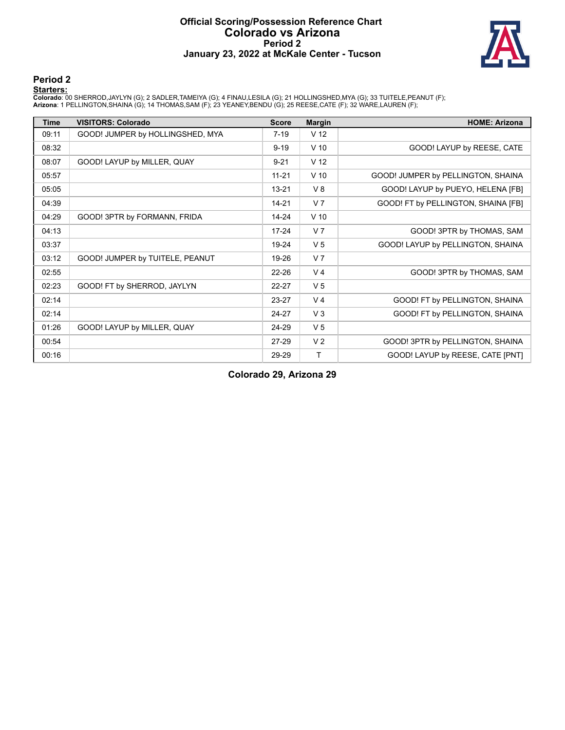# Official Scoring/Possession Reference Chart
## Colorado vs Arizona
### Period 2
### January 23, 2022 at McKale Center - Tucson

## Period 2

**Starters:**

**Colorado**: 00 SHERROD,JAYLYN (G); 2 SADLER,TAMEIYA (G); 4 FINAU,LESILA (G); 21 HOLLINGSHED,MYA (G); 33 TUITELE,PEANUT (F);
**Arizona**: 1 PELLINGTON,SHAINA (G); 14 THOMAS,SAM (F); 23 YEANEY,BENDU (G); 25 REESE,CATE (F); 32 WARE,LAUREN (F);

| Time | VISITORS: Colorado | Score | Margin | HOME: Arizona |
|---|---|---|---|---|
| 09:11 | GOOD! JUMPER by HOLLINGSHED, MYA | 7-19 | V 12 | |
| 08:32 | | 9-19 | V 10 | GOOD! LAYUP by REESE, CATE |
| 08:07 | GOOD! LAYUP by MILLER, QUAY | 9-21 | V 12 | |
| 05:57 | | 11-21 | V 10 | GOOD! JUMPER by PELLINGTON, SHAINA |
| 05:05 | | 13-21 | V 8 | GOOD! LAYUP by PUEYO, HELENA [FB] |
| 04:39 | | 14-21 | V 7 | GOOD! FT by PELLINGTON, SHAINA [FB] |
| 04:29 | GOOD! 3PTR by FORMANN, FRIDA | 14-24 | V 10 | |
| 04:13 | | 17-24 | V 7 | GOOD! 3PTR by THOMAS, SAM |
| 03:37 | | 19-24 | V 5 | GOOD! LAYUP by PELLINGTON, SHAINA |
| 03:12 | GOOD! JUMPER by TUITELE, PEANUT | 19-26 | V 7 | |
| 02:55 | | 22-26 | V 4 | GOOD! 3PTR by THOMAS, SAM |
| 02:23 | GOOD! FT by SHERROD, JAYLYN | 22-27 | V 5 | |
| 02:14 | | 23-27 | V 4 | GOOD! FT by PELLINGTON, SHAINA |
| 02:14 | | 24-27 | V 3 | GOOD! FT by PELLINGTON, SHAINA |
| 01:26 | GOOD! LAYUP by MILLER, QUAY | 24-29 | V 5 | |
| 00:54 | | 27-29 | V 2 | GOOD! 3PTR by PELLINGTON, SHAINA |
| 00:16 | | 29-29 | T | GOOD! LAYUP by REESE, CATE [PNT] |

**Colorado 29, Arizona 29**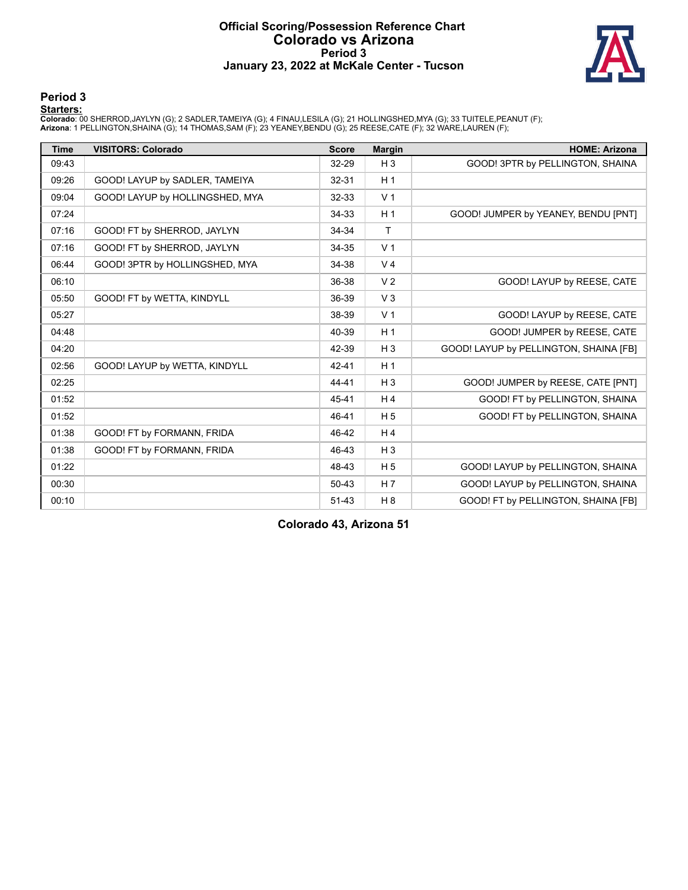# Official Scoring/Possession Reference Chart
## Colorado vs Arizona
### Period 3
### January 23, 2022 at McKale Center - Tucson

## Period 3

**Starters:**

**Colorado**: 00 SHERROD,JAYLYN (G); 2 SADLER,TAMEIYA (G); 4 FINAU,LESILA (G); 21 HOLLINGSHED,MYA (G); 33 TUITELE,PEANUT (F);
**Arizona**: 1 PELLINGTON,SHAINA (G); 14 THOMAS,SAM (F); 23 YEANEY,BENDU (G); 25 REESE,CATE (F); 32 WARE,LAUREN (F);

| Time | VISITORS: Colorado | Score | Margin | HOME: Arizona |
|---|---|---|---|---|
| 09:43 | | 32-29 | H 3 | GOOD! 3PTR by PELLINGTON, SHAINA |
| 09:26 | GOOD! LAYUP by SADLER, TAMEIYA | 32-31 | H 1 | |
| 09:04 | GOOD! LAYUP by HOLLINGSHED, MYA | 32-33 | V 1 | |
| 07:24 | | 34-33 | H 1 | GOOD! JUMPER by YEANEY, BENDU [PNT] |
| 07:16 | GOOD! FT by SHERROD, JAYLYN | 34-34 | T | |
| 07:16 | GOOD! FT by SHERROD, JAYLYN | 34-35 | V 1 | |
| 06:44 | GOOD! 3PTR by HOLLINGSHED, MYA | 34-38 | V 4 | |
| 06:10 | | 36-38 | V 2 | GOOD! LAYUP by REESE, CATE |
| 05:50 | GOOD! FT by WETTA, KINDYLL | 36-39 | V 3 | |
| 05:27 | | 38-39 | V 1 | GOOD! LAYUP by REESE, CATE |
| 04:48 | | 40-39 | H 1 | GOOD! JUMPER by REESE, CATE |
| 04:20 | | 42-39 | H 3 | GOOD! LAYUP by PELLINGTON, SHAINA [FB] |
| 02:56 | GOOD! LAYUP by WETTA, KINDYLL | 42-41 | H 1 | |
| 02:25 | | 44-41 | H 3 | GOOD! JUMPER by REESE, CATE [PNT] |
| 01:52 | | 45-41 | H 4 | GOOD! FT by PELLINGTON, SHAINA |
| 01:52 | | 46-41 | H 5 | GOOD! FT by PELLINGTON, SHAINA |
| 01:38 | GOOD! FT by FORMANN, FRIDA | 46-42 | H 4 | |
| 01:38 | GOOD! FT by FORMANN, FRIDA | 46-43 | H 3 | |
| 01:22 | | 48-43 | H 5 | GOOD! LAYUP by PELLINGTON, SHAINA |
| 00:30 | | 50-43 | H 7 | GOOD! LAYUP by PELLINGTON, SHAINA |
| 00:10 | | 51-43 | H 8 | GOOD! FT by PELLINGTON, SHAINA [FB] |

**Colorado 43, Arizona 51**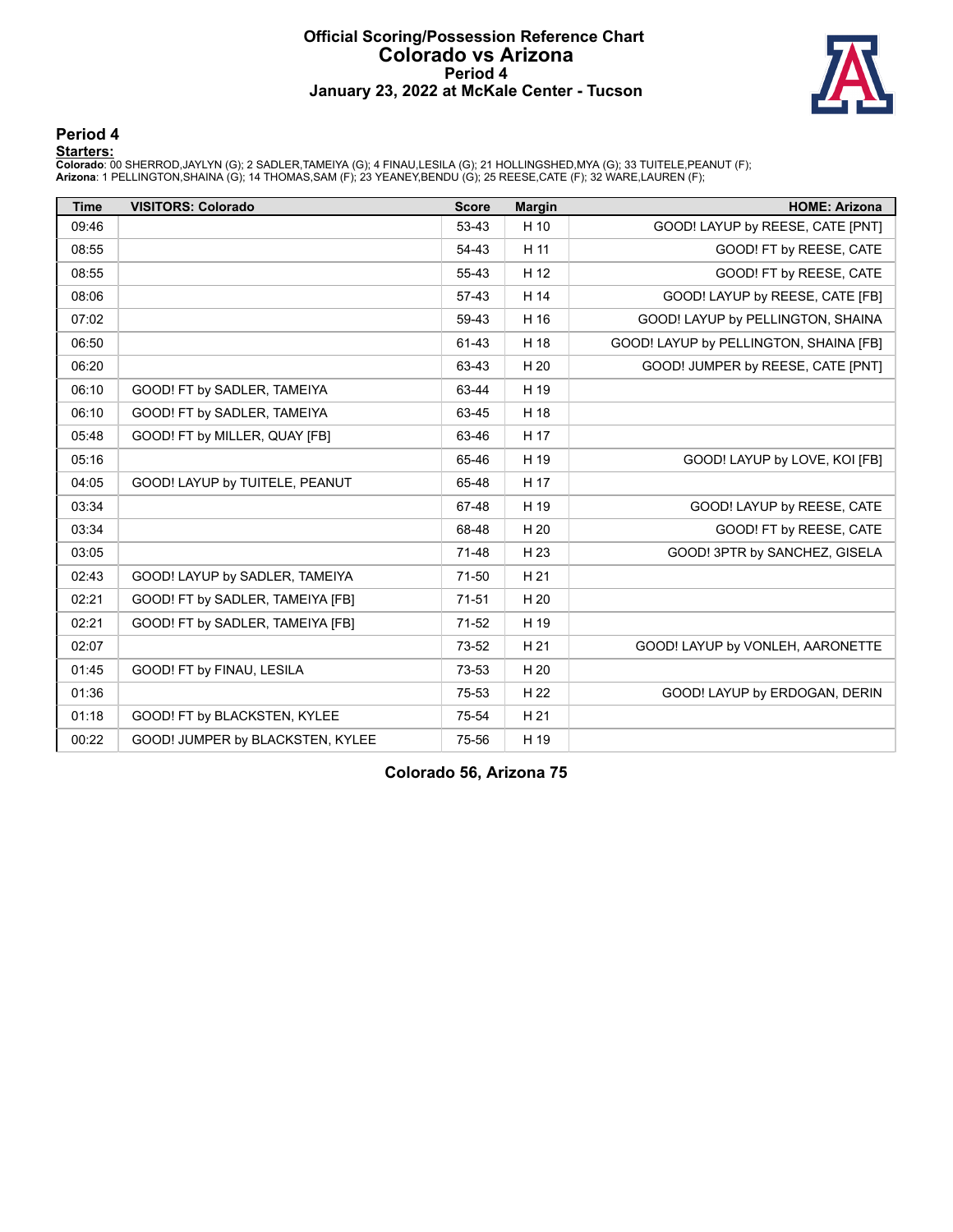# Official Scoring/Possession Reference Chart
## Colorado vs Arizona
### Period 4
### January 23, 2022 at McKale Center - Tucson

## Period 4

**Starters:**

**Colorado**: 00 SHERROD,JAYLYN (G); 2 SADLER,TAMEIYA (G); 4 FINAU,LESILA (G); 21 HOLLINGSHED,MYA (G); 33 TUITELE,PEANUT (F);
**Arizona**: 1 PELLINGTON,SHAINA (G); 14 THOMAS,SAM (F); 23 YEANEY,BENDU (G); 25 REESE,CATE (F); 32 WARE,LAUREN (F);

| Time | VISITORS: Colorado | Score | Margin | HOME: Arizona |
|---|---|---|---|---|
| 09:46 | | 53-43 | H 10 | GOOD! LAYUP by REESE, CATE [PNT] |
| 08:55 | | 54-43 | H 11 | GOOD! FT by REESE, CATE |
| 08:55 | | 55-43 | H 12 | GOOD! FT by REESE, CATE |
| 08:06 | | 57-43 | H 14 | GOOD! LAYUP by REESE, CATE [FB] |
| 07:02 | | 59-43 | H 16 | GOOD! LAYUP by PELLINGTON, SHAINA |
| 06:50 | | 61-43 | H 18 | GOOD! LAYUP by PELLINGTON, SHAINA [FB] |
| 06:20 | | 63-43 | H 20 | GOOD! JUMPER by REESE, CATE [PNT] |
| 06:10 | GOOD! FT by SADLER, TAMEIYA | 63-44 | H 19 | |
| 06:10 | GOOD! FT by SADLER, TAMEIYA | 63-45 | H 18 | |
| 05:48 | GOOD! FT by MILLER, QUAY [FB] | 63-46 | H 17 | |
| 05:16 | | 65-46 | H 19 | GOOD! LAYUP by LOVE, KOI [FB] |
| 04:05 | GOOD! LAYUP by TUITELE, PEANUT | 65-48 | H 17 | |
| 03:34 | | 67-48 | H 19 | GOOD! LAYUP by REESE, CATE |
| 03:34 | | 68-48 | H 20 | GOOD! FT by REESE, CATE |
| 03:05 | | 71-48 | H 23 | GOOD! 3PTR by SANCHEZ, GISELA |
| 02:43 | GOOD! LAYUP by SADLER, TAMEIYA | 71-50 | H 21 | |
| 02:21 | GOOD! FT by SADLER, TAMEIYA [FB] | 71-51 | H 20 | |
| 02:21 | GOOD! FT by SADLER, TAMEIYA [FB] | 71-52 | H 19 | |
| 02:07 | | 73-52 | H 21 | GOOD! LAYUP by VONLEH, AARONETTE |
| 01:45 | GOOD! FT by FINAU, LESILA | 73-53 | H 20 | |
| 01:36 | | 75-53 | H 22 | GOOD! LAYUP by ERDOGAN, DERIN |
| 01:18 | GOOD! FT by BLACKSTEN, KYLEE | 75-54 | H 21 | |
| 00:22 | GOOD! JUMPER by BLACKSTEN, KYLEE | 75-56 | H 19 | |

**Colorado 56, Arizona 75**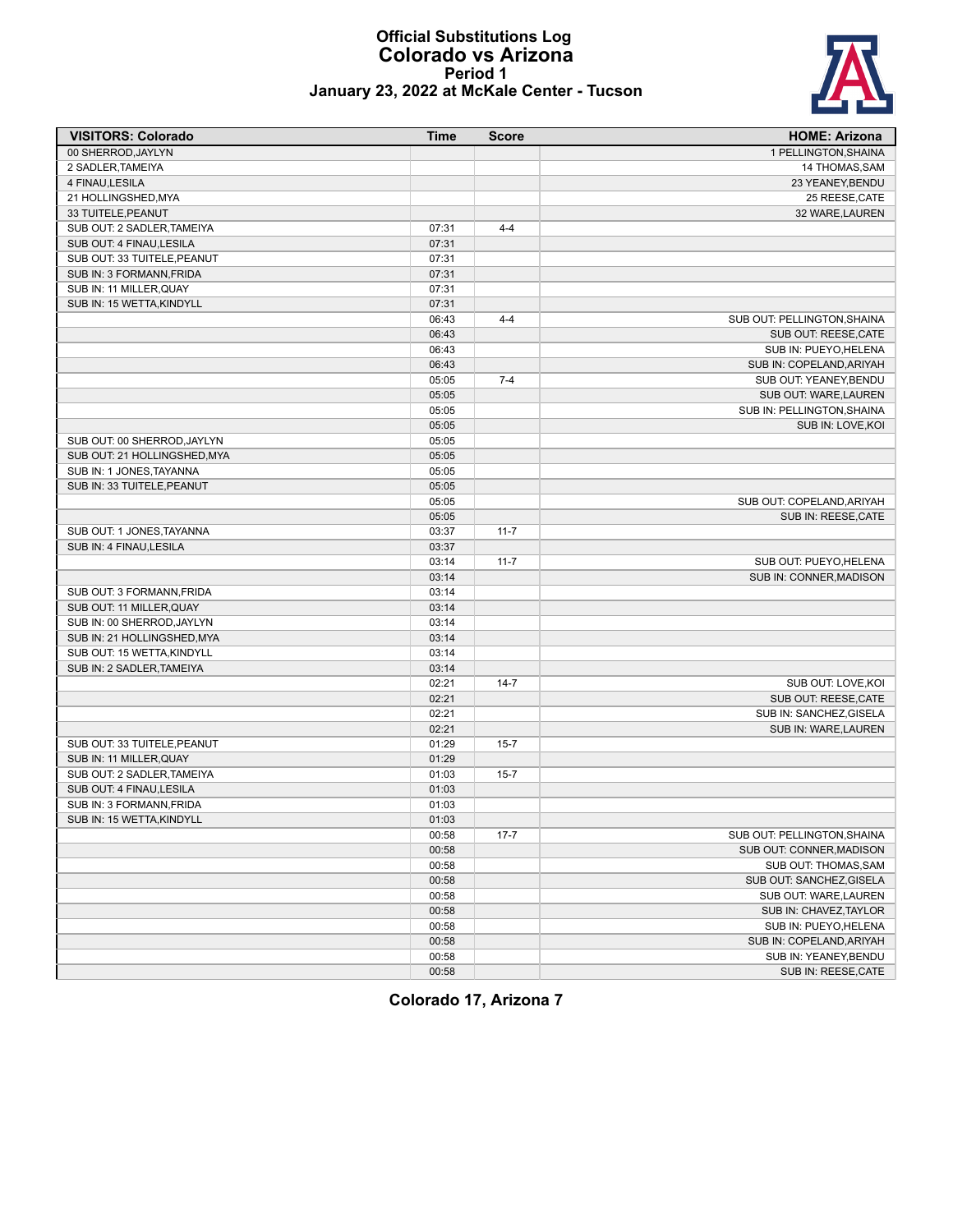# Official Substitutions Log
## Colorado vs Arizona
### Period 1
### January 23, 2022 at McKale Center - Tucson

| VISITORS: Colorado | Time | Score | HOME: Arizona |
|---|---|---|---|
| 00 SHERROD,JAYLYN | | | 1 PELLINGTON,SHAINA |
| 2 SADLER,TAMEIYA | | | 14 THOMAS,SAM |
| 4 FINAU,LESILA | | | 23 YEANEY,BENDU |
| 21 HOLLINGSHED,MYA | | | 25 REESE,CATE |
| 33 TUITELE,PEANUT | | | 32 WARE,LAUREN |
| SUB OUT: 2 SADLER,TAMEIYA | 07:31 | 4-4 | |
| SUB OUT: 4 FINAU,LESILA | 07:31 | | |
| SUB OUT: 33 TUITELE,PEANUT | 07:31 | | |
| SUB IN: 3 FORMANN,FRIDA | 07:31 | | |
| SUB IN: 11 MILLER,QUAY | 07:31 | | |
| SUB IN: 15 WETTA,KINDYLL | 07:31 | | |
| | 06:43 | 4-4 | SUB OUT: PELLINGTON,SHAINA |
| | 06:43 | | SUB OUT: REESE,CATE |
| | 06:43 | | SUB IN: PUEYO,HELENA |
| | 06:43 | | SUB IN: COPELAND,ARIYAH |
| | 05:05 | 7-4 | SUB OUT: YEANEY,BENDU |
| | 05:05 | | SUB OUT: WARE,LAUREN |
| | 05:05 | | SUB IN: PELLINGTON,SHAINA |
| | 05:05 | | SUB IN: LOVE,KOI |
| SUB OUT: 00 SHERROD,JAYLYN | 05:05 | | |
| SUB OUT: 21 HOLLINGSHED,MYA | 05:05 | | |
| SUB IN: 1 JONES,TAYANNA | 05:05 | | |
| SUB IN: 33 TUITELE,PEANUT | 05:05 | | |
| | 05:05 | | SUB OUT: COPELAND,ARIYAH |
| | 05:05 | | SUB IN: REESE,CATE |
| SUB OUT: 1 JONES,TAYANNA | 03:37 | 11-7 | |
| SUB IN: 4 FINAU,LESILA | 03:37 | | |
| | 03:14 | 11-7 | SUB OUT: PUEYO,HELENA |
| | 03:14 | | SUB IN: CONNER,MADISON |
| SUB OUT: 3 FORMANN,FRIDA | 03:14 | | |
| SUB OUT: 11 MILLER,QUAY | 03:14 | | |
| SUB IN: 00 SHERROD,JAYLYN | 03:14 | | |
| SUB IN: 21 HOLLINGSHED,MYA | 03:14 | | |
| SUB OUT: 15 WETTA,KINDYLL | 03:14 | | |
| SUB IN: 2 SADLER,TAMEIYA | 03:14 | | |
| | 02:21 | 14-7 | SUB OUT: LOVE,KOI |
| | 02:21 | | SUB OUT: REESE,CATE |
| | 02:21 | | SUB IN: SANCHEZ,GISELA |
| | 02:21 | | SUB IN: WARE,LAUREN |
| SUB OUT: 33 TUITELE,PEANUT | 01:29 | 15-7 | |
| SUB IN: 11 MILLER,QUAY | 01:29 | | |
| SUB OUT: 2 SADLER,TAMEIYA | 01:03 | 15-7 | |
| SUB OUT: 4 FINAU,LESILA | 01:03 | | |
| SUB IN: 3 FORMANN,FRIDA | 01:03 | | |
| SUB IN: 15 WETTA,KINDYLL | 01:03 | | |
| | 00:58 | 17-7 | SUB OUT: PELLINGTON,SHAINA |
| | 00:58 | | SUB OUT: CONNER,MADISON |
| | 00:58 | | SUB OUT: THOMAS,SAM |
| | 00:58 | | SUB OUT: SANCHEZ,GISELA |
| | 00:58 | | SUB OUT: WARE,LAUREN |
| | 00:58 | | SUB IN: CHAVEZ,TAYLOR |
| | 00:58 | | SUB IN: PUEYO,HELENA |
| | 00:58 | | SUB IN: COPELAND,ARIYAH |
| | 00:58 | | SUB IN: YEANEY,BENDU |
| | 00:58 | | SUB IN: REESE,CATE |

**Colorado 17, Arizona 7**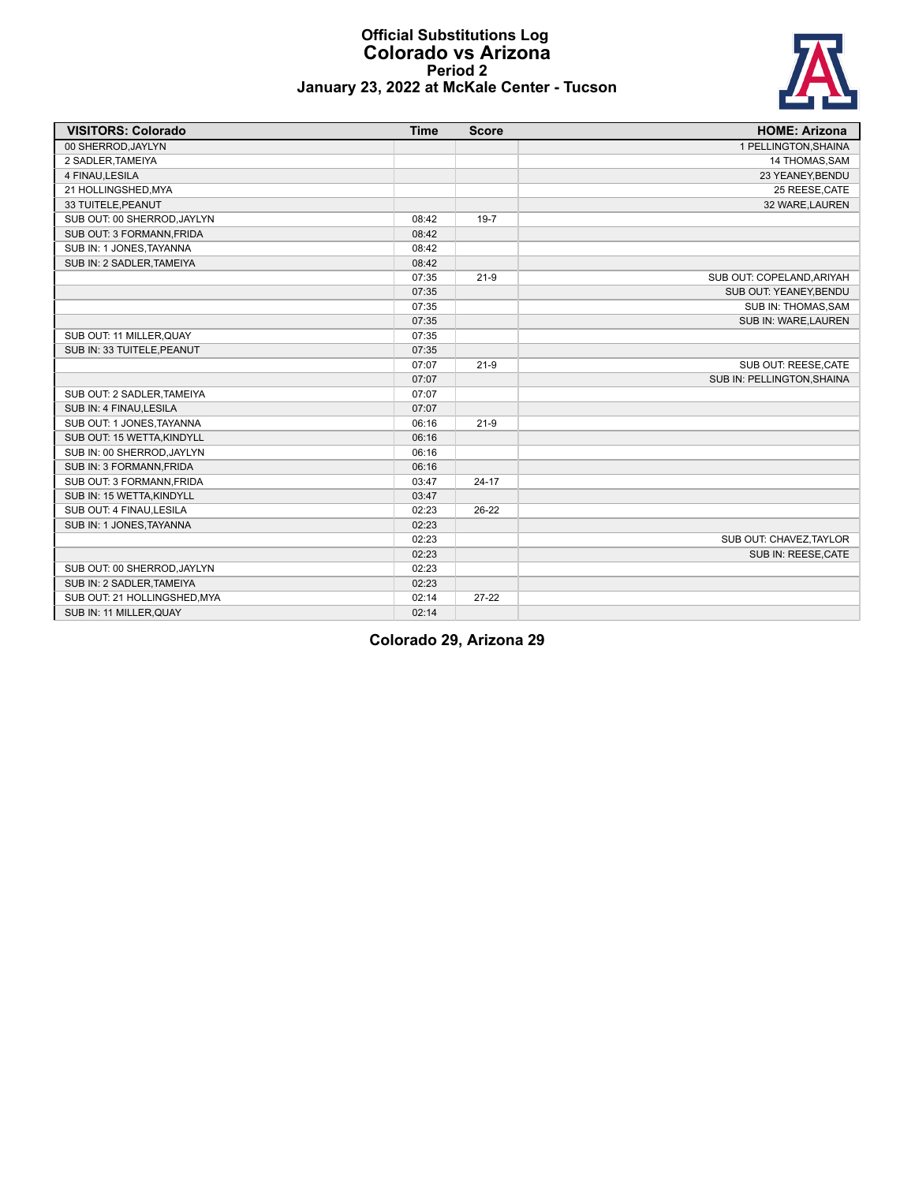# Official Substitutions Log
## Colorado vs Arizona
### Period 2
### January 23, 2022 at McKale Center - Tucson

| VISITORS: Colorado | Time | Score | HOME: Arizona |
|---|---|---|---|
| 00 SHERROD,JAYLYN | | | 1 PELLINGTON,SHAINA |
| 2 SADLER,TAMEIYA | | | 14 THOMAS,SAM |
| 4 FINAU,LESILA | | | 23 YEANEY,BENDU |
| 21 HOLLINGSHED,MYA | | | 25 REESE,CATE |
| 33 TUITELE,PEANUT | | | 32 WARE,LAUREN |
| SUB OUT: 00 SHERROD,JAYLYN | 08:42 | 19-7 | |
| SUB OUT: 3 FORMANN,FRIDA | 08:42 | | |
| SUB IN: 1 JONES,TAYANNA | 08:42 | | |
| SUB IN: 2 SADLER,TAMEIYA | 08:42 | | |
| | 07:35 | 21-9 | SUB OUT: COPELAND,ARIYAH |
| | 07:35 | | SUB OUT: YEANEY,BENDU |
| | 07:35 | | SUB IN: THOMAS,SAM |
| | 07:35 | | SUB IN: WARE,LAUREN |
| SUB OUT: 11 MILLER,QUAY | 07:35 | | |
| SUB IN: 33 TUITELE,PEANUT | 07:35 | | |
| | 07:07 | 21-9 | SUB OUT: REESE,CATE |
| | 07:07 | | SUB IN: PELLINGTON,SHAINA |
| SUB OUT: 2 SADLER,TAMEIYA | 07:07 | | |
| SUB IN: 4 FINAU,LESILA | 07:07 | | |
| SUB OUT: 1 JONES,TAYANNA | 06:16 | 21-9 | |
| SUB OUT: 15 WETTA,KINDYLL | 06:16 | | |
| SUB IN: 00 SHERROD,JAYLYN | 06:16 | | |
| SUB IN: 3 FORMANN,FRIDA | 06:16 | | |
| SUB OUT: 3 FORMANN,FRIDA | 03:47 | 24-17 | |
| SUB IN: 15 WETTA,KINDYLL | 03:47 | | |
| SUB OUT: 4 FINAU,LESILA | 02:23 | 26-22 | |
| SUB IN: 1 JONES,TAYANNA | 02:23 | | |
| | 02:23 | | SUB OUT: CHAVEZ,TAYLOR |
| | 02:23 | | SUB IN: REESE,CATE |
| SUB OUT: 00 SHERROD,JAYLYN | 02:23 | | |
| SUB IN: 2 SADLER,TAMEIYA | 02:23 | | |
| SUB OUT: 21 HOLLINGSHED,MYA | 02:14 | 27-22 | |
| SUB IN: 11 MILLER,QUAY | 02:14 | | |

**Colorado 29, Arizona 29**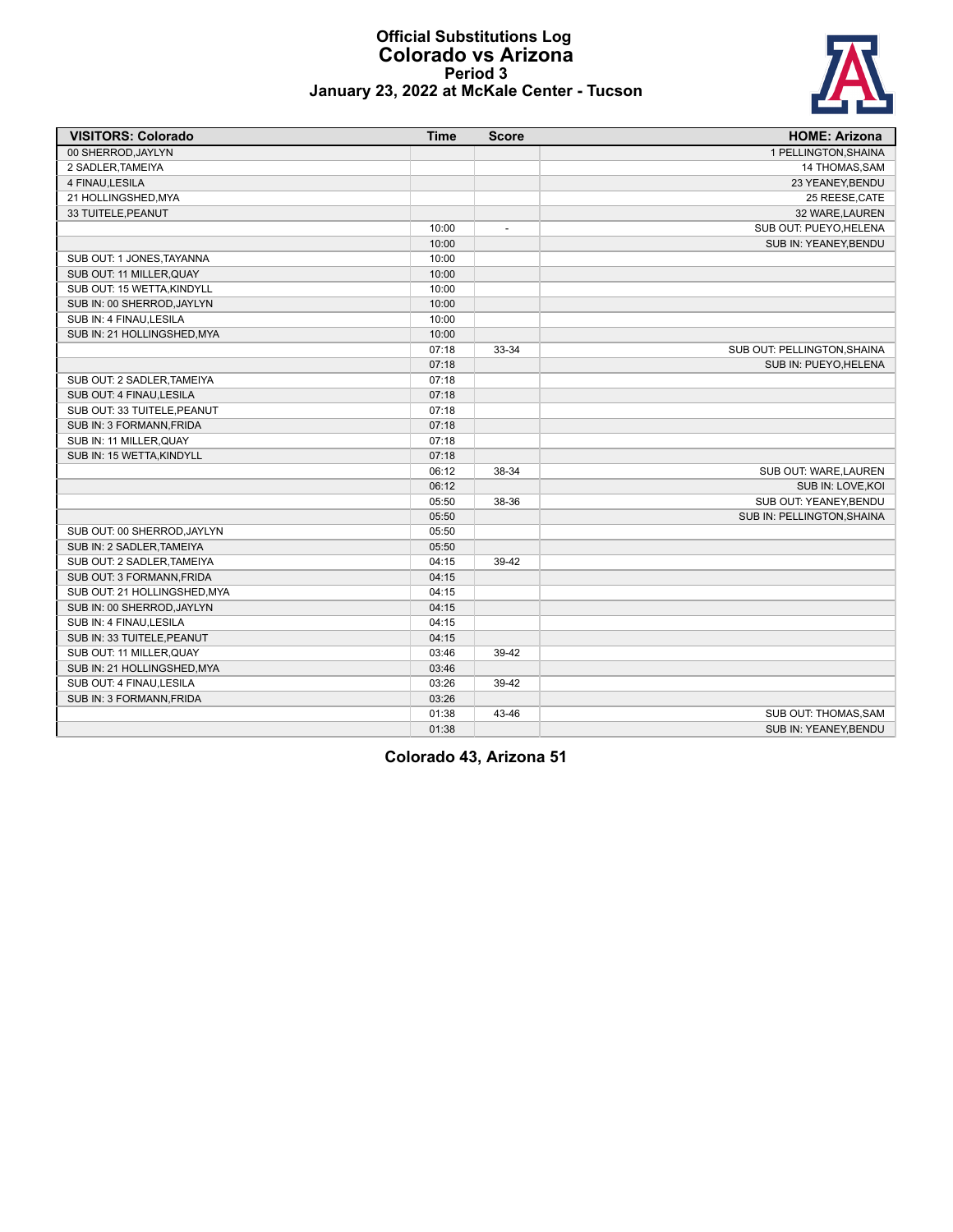# Official Substitutions Log
## Colorado vs Arizona
### Period 3
### January 23, 2022 at McKale Center - Tucson

| VISITORS: Colorado | Time | Score | HOME: Arizona |
|---|---|---|---|
| 00 SHERROD,JAYLYN | | | 1 PELLINGTON,SHAINA |
| 2 SADLER,TAMEIYA | | | 14 THOMAS,SAM |
| 4 FINAU,LESILA | | | 23 YEANEY,BENDU |
| 21 HOLLINGSHED,MYA | | | 25 REESE,CATE |
| 33 TUITELE,PEANUT | | | 32 WARE,LAUREN |
| | 10:00 | - | SUB OUT: PUEYO,HELENA |
| | 10:00 | | SUB IN: YEANEY,BENDU |
| SUB OUT: 1 JONES,TAYANNA | 10:00 | | |
| SUB OUT: 11 MILLER,QUAY | 10:00 | | |
| SUB OUT: 15 WETTA,KINDYLL | 10:00 | | |
| SUB IN: 00 SHERROD,JAYLYN | 10:00 | | |
| SUB IN: 4 FINAU,LESILA | 10:00 | | |
| SUB IN: 21 HOLLINGSHED,MYA | 10:00 | | |
| | 07:18 | 33-34 | SUB OUT: PELLINGTON,SHAINA |
| | 07:18 | | SUB IN: PUEYO,HELENA |
| SUB OUT: 2 SADLER,TAMEIYA | 07:18 | | |
| SUB OUT: 4 FINAU,LESILA | 07:18 | | |
| SUB OUT: 33 TUITELE,PEANUT | 07:18 | | |
| SUB IN: 3 FORMANN,FRIDA | 07:18 | | |
| SUB IN: 11 MILLER,QUAY | 07:18 | | |
| SUB IN: 15 WETTA,KINDYLL | 07:18 | | |
| | 06:12 | 38-34 | SUB OUT: WARE,LAUREN |
| | 06:12 | | SUB IN: LOVE,KOI |
| | 05:50 | 38-36 | SUB OUT: YEANEY,BENDU |
| | 05:50 | | SUB IN: PELLINGTON,SHAINA |
| SUB OUT: 00 SHERROD,JAYLYN | 05:50 | | |
| SUB IN: 2 SADLER,TAMEIYA | 05:50 | | |
| SUB OUT: 2 SADLER,TAMEIYA | 04:15 | 39-42 | |
| SUB OUT: 3 FORMANN,FRIDA | 04:15 | | |
| SUB OUT: 21 HOLLINGSHED,MYA | 04:15 | | |
| SUB IN: 00 SHERROD,JAYLYN | 04:15 | | |
| SUB IN: 4 FINAU,LESILA | 04:15 | | |
| SUB IN: 33 TUITELE,PEANUT | 04:15 | | |
| SUB OUT: 11 MILLER,QUAY | 03:46 | 39-42 | |
| SUB IN: 21 HOLLINGSHED,MYA | 03:46 | | |
| SUB OUT: 4 FINAU,LESILA | 03:26 | 39-42 | |
| SUB IN: 3 FORMANN,FRIDA | 03:26 | | |
| | 01:38 | 43-46 | SUB OUT: THOMAS,SAM |
| | 01:38 | | SUB IN: YEANEY,BENDU |

**Colorado 43, Arizona 51**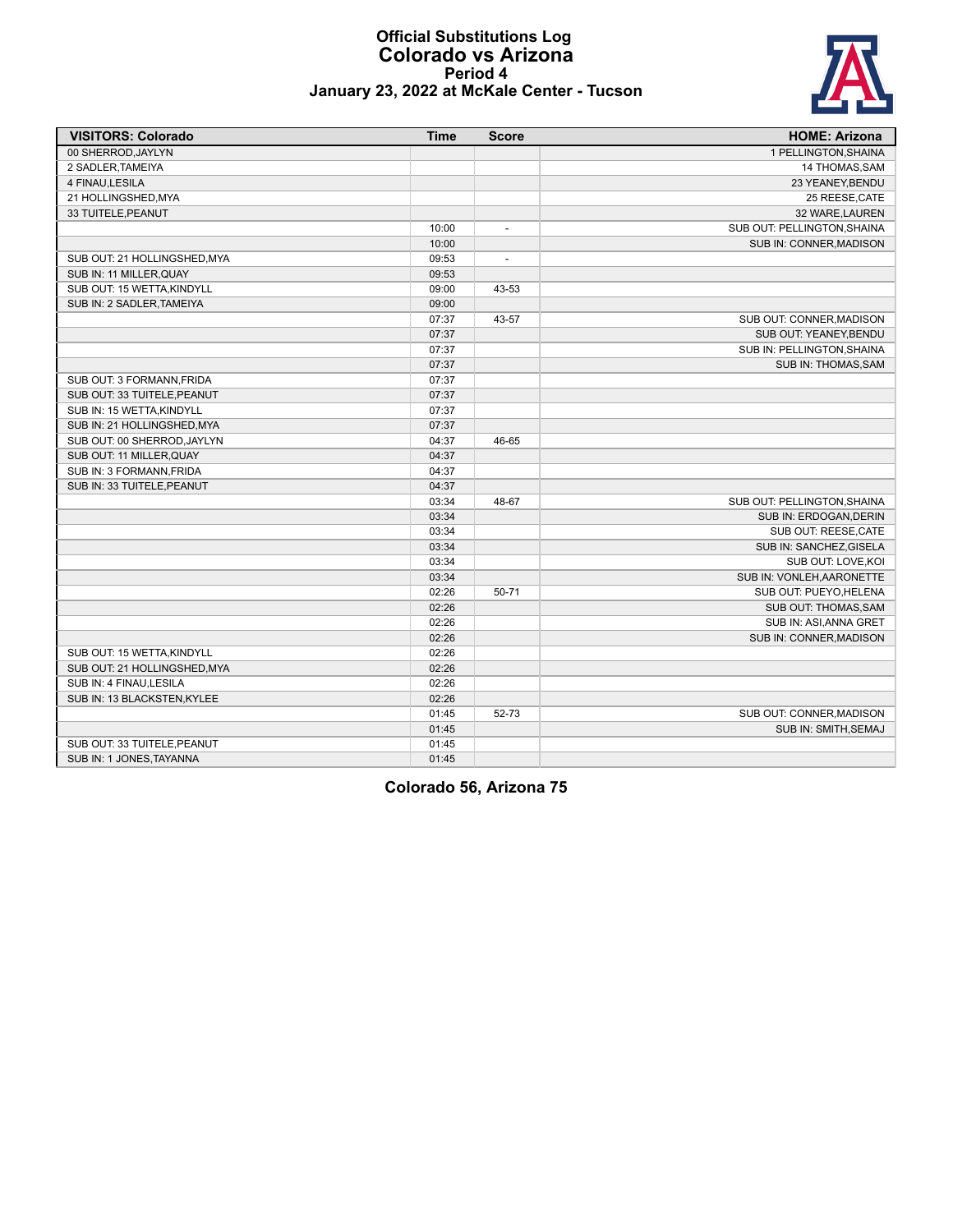# Official Substitutions Log
## Colorado vs Arizona
### Period 4
### January 23, 2022 at McKale Center - Tucson

| VISITORS: Colorado | Time | Score | HOME: Arizona |
|---|---|---|---|
| 00 SHERROD,JAYLYN | | | 1 PELLINGTON,SHAINA |
| 2 SADLER,TAMEIYA | | | 14 THOMAS,SAM |
| 4 FINAU,LESILA | | | 23 YEANEY,BENDU |
| 21 HOLLINGSHED,MYA | | | 25 REESE,CATE |
| 33 TUITELE,PEANUT | | | 32 WARE,LAUREN |
| | 10:00 | - | SUB OUT: PELLINGTON,SHAINA |
| | 10:00 | | SUB IN: CONNER,MADISON |
| SUB OUT: 21 HOLLINGSHED,MYA | 09:53 | - | |
| SUB IN: 11 MILLER,QUAY | 09:53 | | |
| SUB OUT: 15 WETTA,KINDYLL | 09:00 | 43-53 | |
| SUB IN: 2 SADLER,TAMEIYA | 09:00 | | |
| | 07:37 | 43-57 | SUB OUT: CONNER,MADISON |
| | 07:37 | | SUB OUT: YEANEY,BENDU |
| | 07:37 | | SUB IN: PELLINGTON,SHAINA |
| | 07:37 | | SUB IN: THOMAS,SAM |
| SUB OUT: 3 FORMANN,FRIDA | 07:37 | | |
| SUB OUT: 33 TUITELE,PEANUT | 07:37 | | |
| SUB IN: 15 WETTA,KINDYLL | 07:37 | | |
| SUB IN: 21 HOLLINGSHED,MYA | 07:37 | | |
| SUB OUT: 00 SHERROD,JAYLYN | 04:37 | 46-65 | |
| SUB OUT: 11 MILLER,QUAY | 04:37 | | |
| SUB IN: 3 FORMANN,FRIDA | 04:37 | | |
| SUB IN: 33 TUITELE,PEANUT | 04:37 | | |
| | 03:34 | 48-67 | SUB OUT: PELLINGTON,SHAINA |
| | 03:34 | | SUB IN: ERDOGAN,DERIN |
| | 03:34 | | SUB OUT: REESE,CATE |
| | 03:34 | | SUB IN: SANCHEZ,GISELA |
| | 03:34 | | SUB OUT: LOVE,KOI |
| | 03:34 | | SUB IN: VONLEH,AARONETTE |
| | 02:26 | 50-71 | SUB OUT: PUEYO,HELENA |
| | 02:26 | | SUB OUT: THOMAS,SAM |
| | 02:26 | | SUB IN: ASI,ANNA GRET |
| | 02:26 | | SUB IN: CONNER,MADISON |
| SUB OUT: 15 WETTA,KINDYLL | 02:26 | | |
| SUB OUT: 21 HOLLINGSHED,MYA | 02:26 | | |
| SUB IN: 4 FINAU,LESILA | 02:26 | | |
| SUB IN: 13 BLACKSTEN,KYLEE | 02:26 | | |
| | 01:45 | 52-73 | SUB OUT: CONNER,MADISON |
| | 01:45 | | SUB IN: SMITH,SEMAJ |
| SUB OUT: 33 TUITELE,PEANUT | 01:45 | | |
| SUB IN: 1 JONES,TAYANNA | 01:45 | | |

**Colorado 56, Arizona 75**